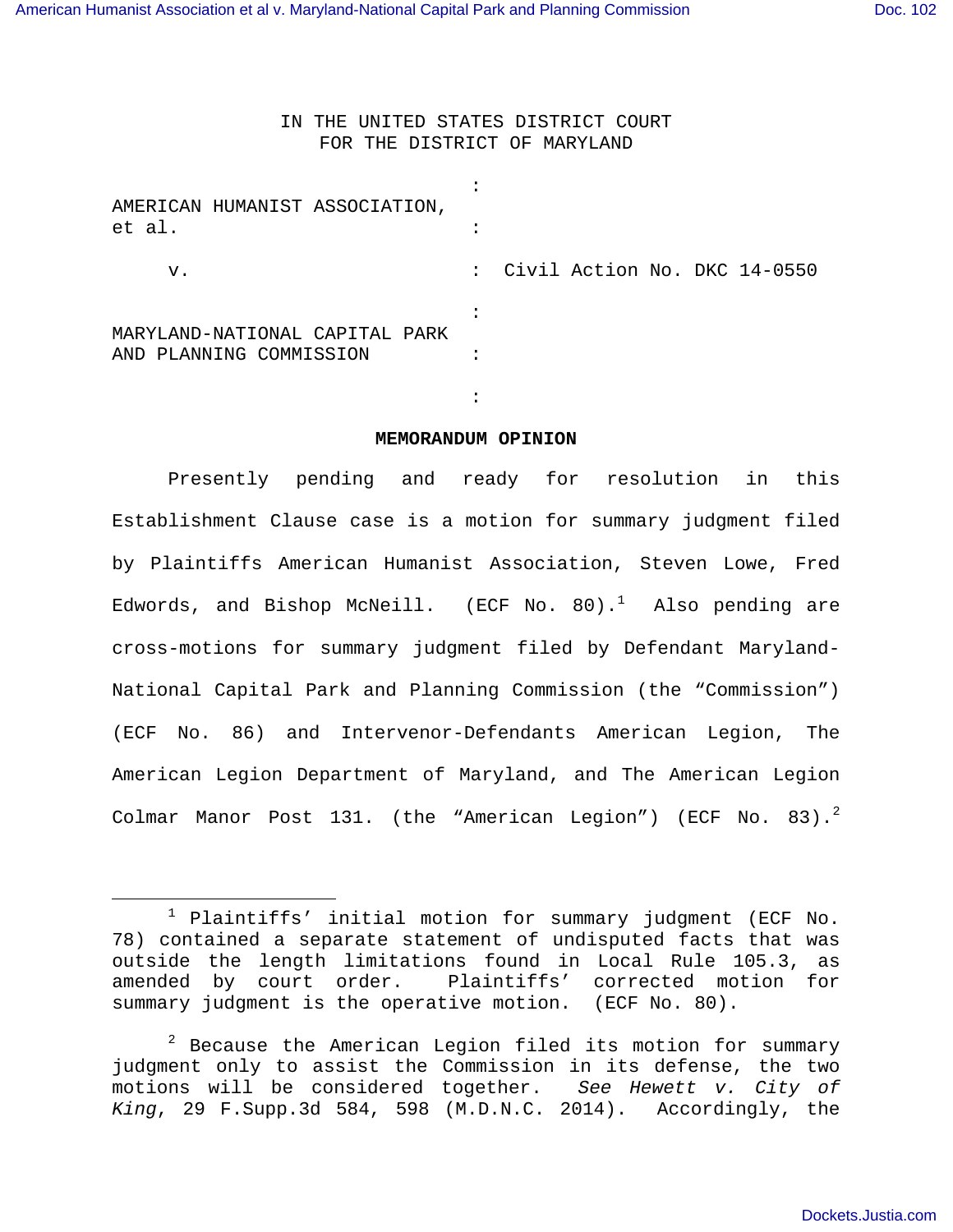IN THE UNITED STATES DISTRICT COURT
FOR THE DISTRICT OF MARYLAND

AMERICAN HUMANIST ASSOCIATION, et al.

v. : Civil Action No. DKC 14-0550

MARYLAND-NATIONAL CAPITAL PARK AND PLANNING COMMISSION

**MEMORANDUM OPINION**

Presently pending and ready for resolution in this Establishment Clause case is a motion for summary judgment filed by Plaintiffs American Humanist Association, Steven Lowe, Fred Edwords, and Bishop McNeill. (ECF No. 80).[1] Also pending are cross-motions for summary judgment filed by Defendant Maryland-National Capital Park and Planning Commission (the "Commission") (ECF No. 86) and Intervenor-Defendants American Legion, The American Legion Department of Maryland, and The American Legion Colmar Manor Post 131. (the "American Legion") (ECF No. 83).[2]

---

[1] Plaintiffs' initial motion for summary judgment (ECF No. 78) contained a separate statement of undisputed facts that was outside the length limitations found in Local Rule 105.3, as amended by court order. Plaintiffs' corrected motion for summary judgment is the operative motion. (ECF No. 80).

[2] Because the American Legion filed its motion for summary judgment only to assist the Commission in its defense, the two motions will be considered together. *See Hewett v. City of King*, 29 F.Supp.3d 584, 598 (M.D.N.C. 2014). Accordingly, the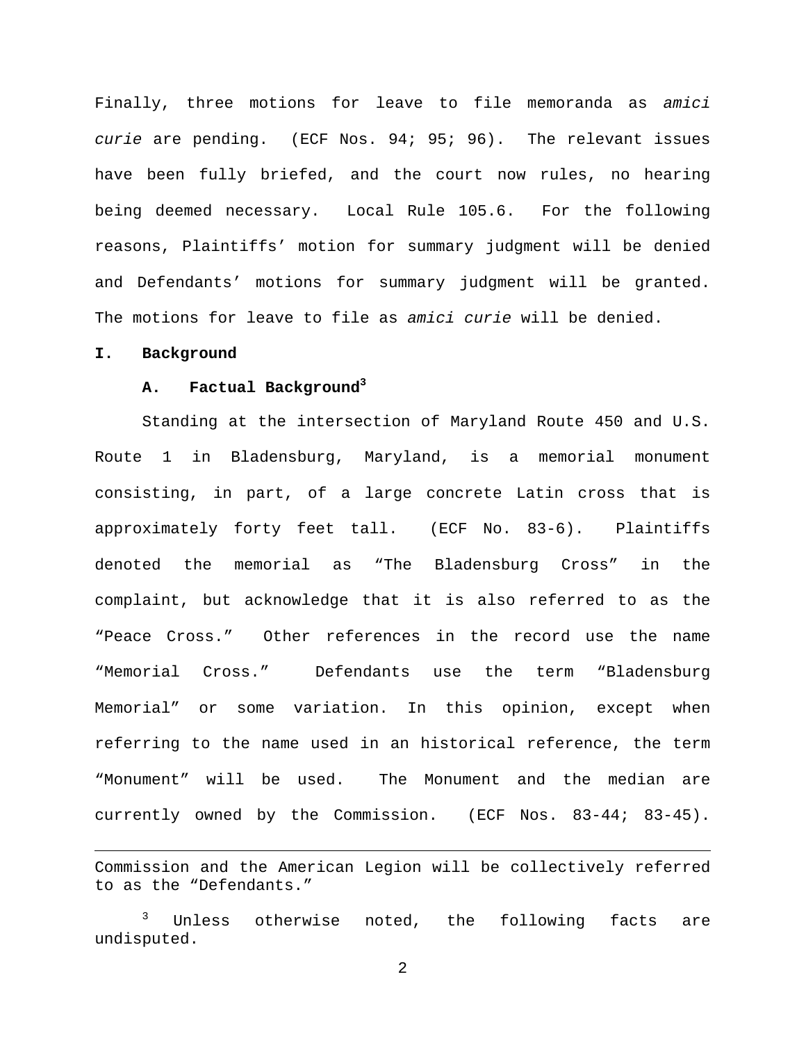Finally, three motions for leave to file memoranda as *amici curie* are pending. (ECF Nos. 94; 95; 96). The relevant issues have been fully briefed, and the court now rules, no hearing being deemed necessary. Local Rule 105.6. For the following reasons, Plaintiffs' motion for summary judgment will be denied and Defendants' motions for summary judgment will be granted. The motions for leave to file as *amici curie* will be denied.

## I. Background

### A. Factual Background[3]

Standing at the intersection of Maryland Route 450 and U.S. Route 1 in Bladensburg, Maryland, is a memorial monument consisting, in part, of a large concrete Latin cross that is approximately forty feet tall. (ECF No. 83-6). Plaintiffs denoted the memorial as "The Bladensburg Cross" in the complaint, but acknowledge that it is also referred to as the "Peace Cross." Other references in the record use the name "Memorial Cross." Defendants use the term "Bladensburg Memorial" or some variation. In this opinion, except when referring to the name used in an historical reference, the term "Monument" will be used. The Monument and the median are currently owned by the Commission. (ECF Nos. 83-44; 83-45).

---

Commission and the American Legion will be collectively referred to as the "Defendants."

[3] Unless otherwise noted, the following facts are undisputed.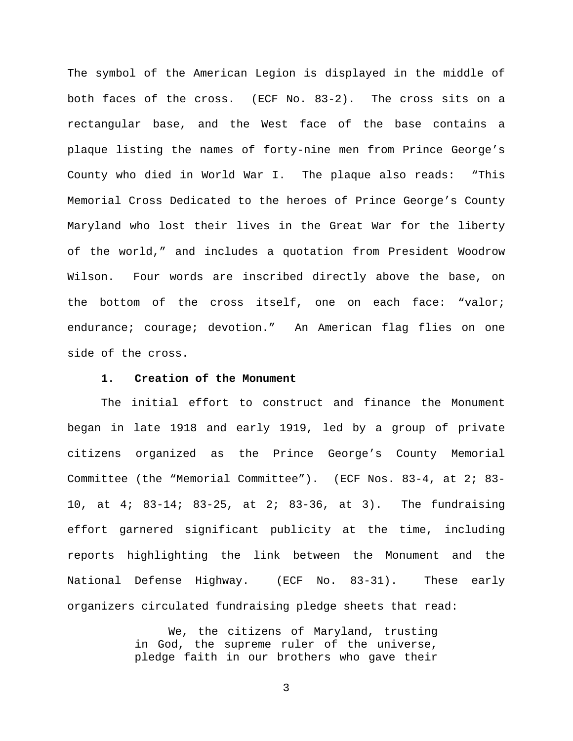The symbol of the American Legion is displayed in the middle of both faces of the cross. (ECF No. 83-2). The cross sits on a rectangular base, and the West face of the base contains a plaque listing the names of forty-nine men from Prince George's County who died in World War I. The plaque also reads: "This Memorial Cross Dedicated to the heroes of Prince George's County Maryland who lost their lives in the Great War for the liberty of the world," and includes a quotation from President Woodrow Wilson. Four words are inscribed directly above the base, on the bottom of the cross itself, one on each face: "valor; endurance; courage; devotion." An American flag flies on one side of the cross.

**1. Creation of the Monument**

The initial effort to construct and finance the Monument began in late 1918 and early 1919, led by a group of private citizens organized as the Prince George's County Memorial Committee (the "Memorial Committee"). (ECF Nos. 83-4, at 2; 83-10, at 4; 83-14; 83-25, at 2; 83-36, at 3). The fundraising effort garnered significant publicity at the time, including reports highlighting the link between the Monument and the National Defense Highway. (ECF No. 83-31). These early organizers circulated fundraising pledge sheets that read:

> We, the citizens of Maryland, trusting in God, the supreme ruler of the universe, pledge faith in our brothers who gave their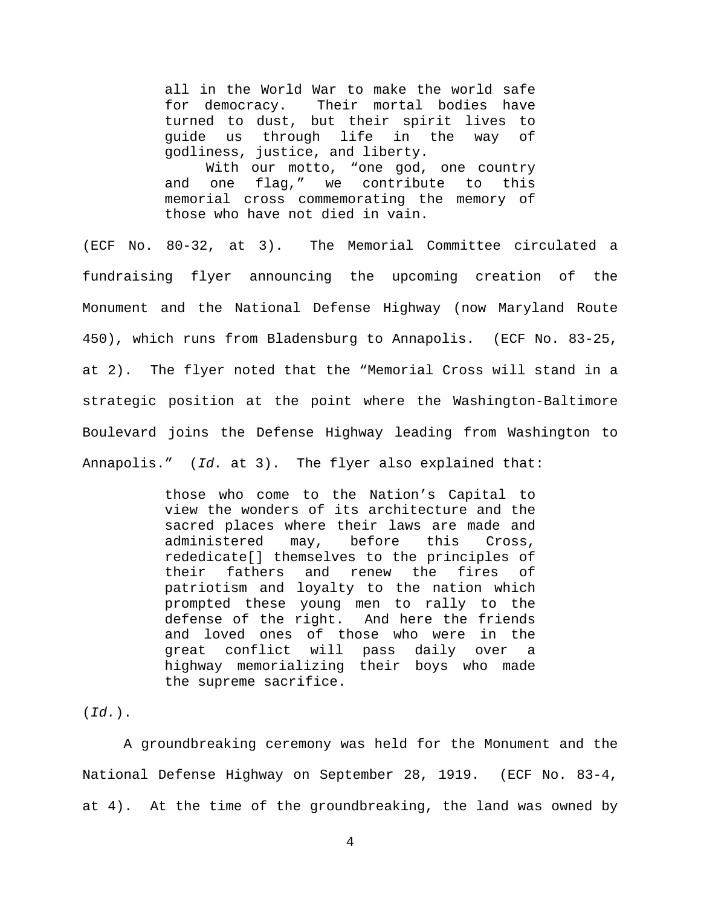> all in the World War to make the world safe for democracy. Their mortal bodies have turned to dust, but their spirit lives to guide us through life in the way of godliness, justice, and liberty.
>
> With our motto, "one god, one country and one flag," we contribute to this memorial cross commemorating the memory of those who have not died in vain.

(ECF No. 80-32, at 3). The Memorial Committee circulated a fundraising flyer announcing the upcoming creation of the Monument and the National Defense Highway (now Maryland Route 450), which runs from Bladensburg to Annapolis. (ECF No. 83-25, at 2). The flyer noted that the "Memorial Cross will stand in a strategic position at the point where the Washington-Baltimore Boulevard joins the Defense Highway leading from Washington to Annapolis." (*Id.* at 3). The flyer also explained that:

> those who come to the Nation's Capital to view the wonders of its architecture and the sacred places where their laws are made and administered may, before this Cross, rededicate[] themselves to the principles of their fathers and renew the fires of patriotism and loyalty to the nation which prompted these young men to rally to the defense of the right. And here the friends and loved ones of those who were in the great conflict will pass daily over a highway memorializing their boys who made the supreme sacrifice.

(*Id.*).

A groundbreaking ceremony was held for the Monument and the National Defense Highway on September 28, 1919. (ECF No. 83-4, at 4). At the time of the groundbreaking, the land was owned by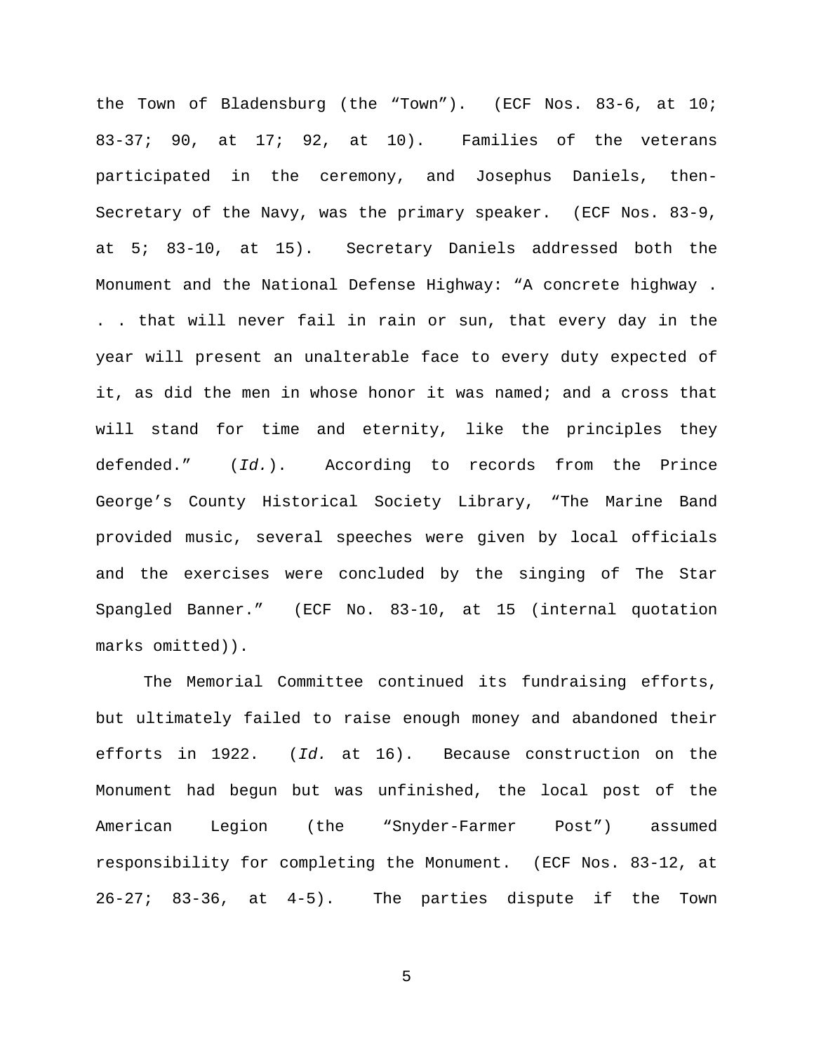the Town of Bladensburg (the "Town"). (ECF Nos. 83-6, at 10; 83-37; 90, at 17; 92, at 10). Families of the veterans participated in the ceremony, and Josephus Daniels, then-Secretary of the Navy, was the primary speaker. (ECF Nos. 83-9, at 5; 83-10, at 15). Secretary Daniels addressed both the Monument and the National Defense Highway: "A concrete highway . . . that will never fail in rain or sun, that every day in the year will present an unalterable face to every duty expected of it, as did the men in whose honor it was named; and a cross that will stand for time and eternity, like the principles they defended." (*Id.*). According to records from the Prince George's County Historical Society Library, "The Marine Band provided music, several speeches were given by local officials and the exercises were concluded by the singing of The Star Spangled Banner." (ECF No. 83-10, at 15 (internal quotation marks omitted)).

The Memorial Committee continued its fundraising efforts, but ultimately failed to raise enough money and abandoned their efforts in 1922. (*Id.* at 16). Because construction on the Monument had begun but was unfinished, the local post of the American Legion (the "Snyder-Farmer Post") assumed responsibility for completing the Monument. (ECF Nos. 83-12, at 26-27; 83-36, at 4-5). The parties dispute if the Town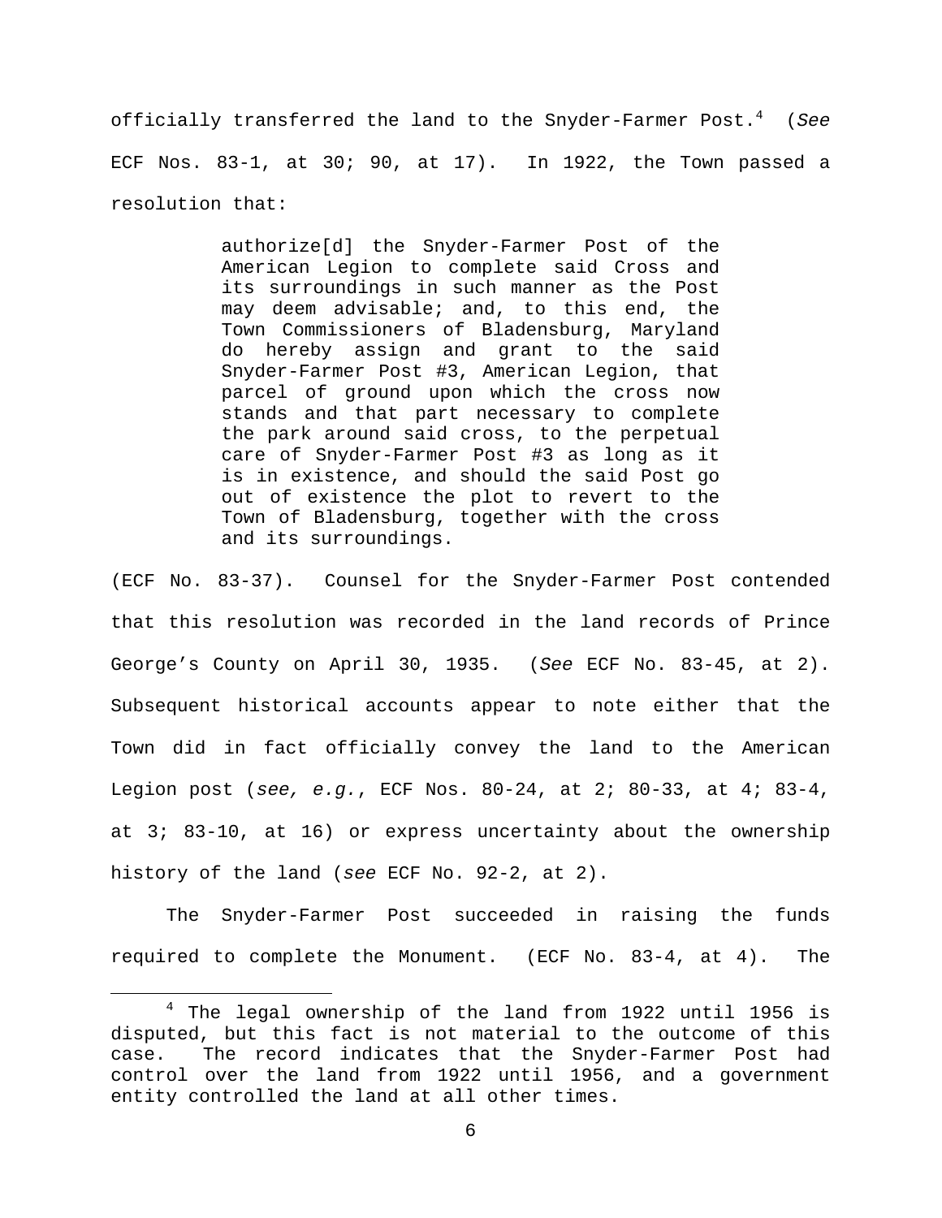officially transferred the land to the Snyder-Farmer Post.[4] (*See* ECF Nos. 83-1, at 30; 90, at 17). In 1922, the Town passed a resolution that:

> authorize[d] the Snyder-Farmer Post of the American Legion to complete said Cross and its surroundings in such manner as the Post may deem advisable; and, to this end, the Town Commissioners of Bladensburg, Maryland do hereby assign and grant to the said Snyder-Farmer Post #3, American Legion, that parcel of ground upon which the cross now stands and that part necessary to complete the park around said cross, to the perpetual care of Snyder-Farmer Post #3 as long as it is in existence, and should the said Post go out of existence the plot to revert to the Town of Bladensburg, together with the cross and its surroundings.

(ECF No. 83-37). Counsel for the Snyder-Farmer Post contended that this resolution was recorded in the land records of Prince George's County on April 30, 1935. (*See* ECF No. 83-45, at 2). Subsequent historical accounts appear to note either that the Town did in fact officially convey the land to the American Legion post (*see, e.g.*, ECF Nos. 80-24, at 2; 80-33, at 4; 83-4, at 3; 83-10, at 16) or express uncertainty about the ownership history of the land (*see* ECF No. 92-2, at 2).

The Snyder-Farmer Post succeeded in raising the funds required to complete the Monument. (ECF No. 83-4, at 4). The

---

[4] The legal ownership of the land from 1922 until 1956 is disputed, but this fact is not material to the outcome of this case. The record indicates that the Snyder-Farmer Post had control over the land from 1922 until 1956, and a government entity controlled the land at all other times.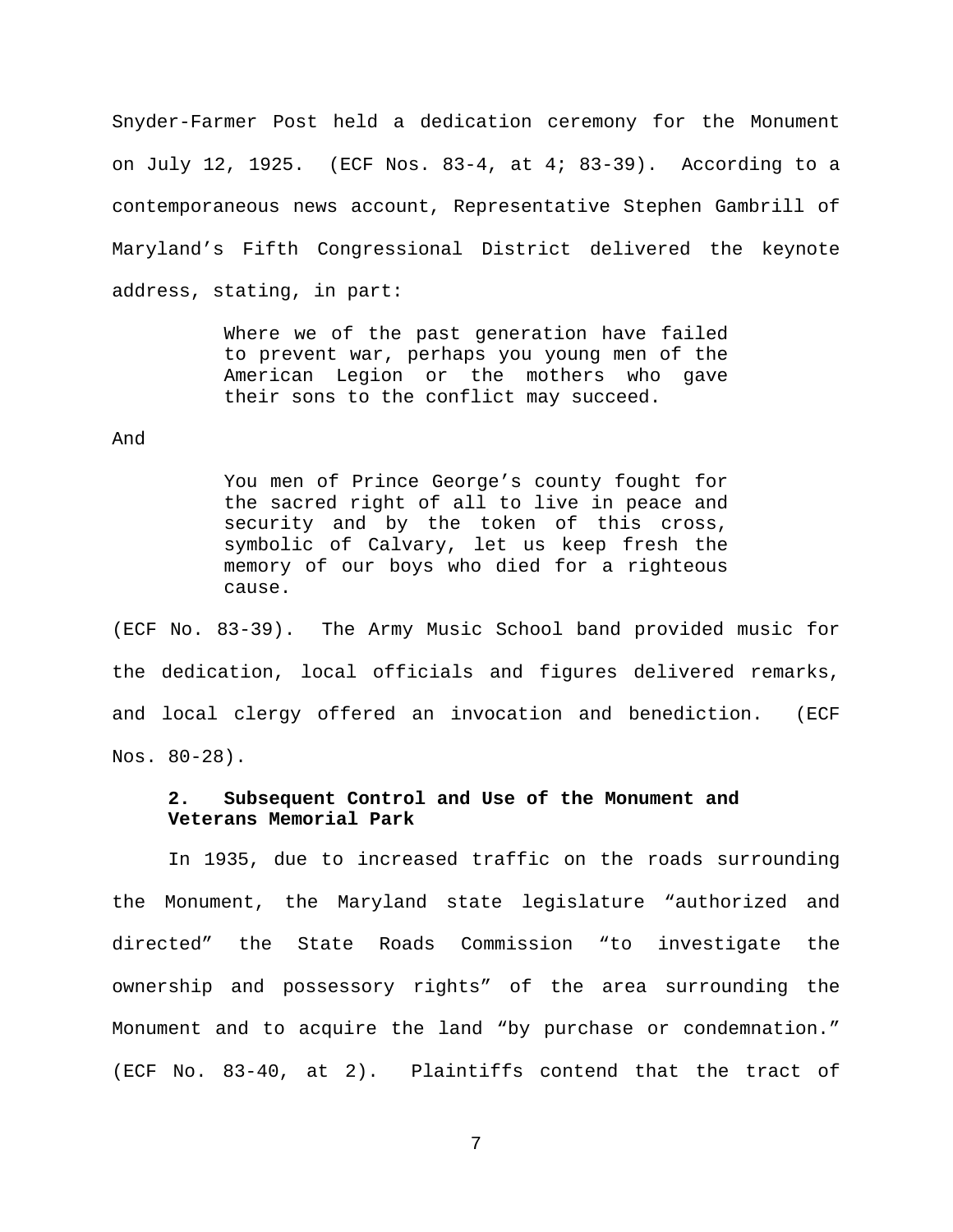Snyder-Farmer Post held a dedication ceremony for the Monument on July 12, 1925. (ECF Nos. 83-4, at 4; 83-39). According to a contemporaneous news account, Representative Stephen Gambrill of Maryland's Fifth Congressional District delivered the keynote address, stating, in part:

> Where we of the past generation have failed to prevent war, perhaps you young men of the American Legion or the mothers who gave their sons to the conflict may succeed.

And

> You men of Prince George's county fought for the sacred right of all to live in peace and security and by the token of this cross, symbolic of Calvary, let us keep fresh the memory of our boys who died for a righteous cause.

(ECF No. 83-39). The Army Music School band provided music for the dedication, local officials and figures delivered remarks, and local clergy offered an invocation and benediction. (ECF Nos. 80-28).

**2. Subsequent Control and Use of the Monument and Veterans Memorial Park**

In 1935, due to increased traffic on the roads surrounding the Monument, the Maryland state legislature "authorized and directed" the State Roads Commission "to investigate the ownership and possessory rights" of the area surrounding the Monument and to acquire the land "by purchase or condemnation." (ECF No. 83-40, at 2). Plaintiffs contend that the tract of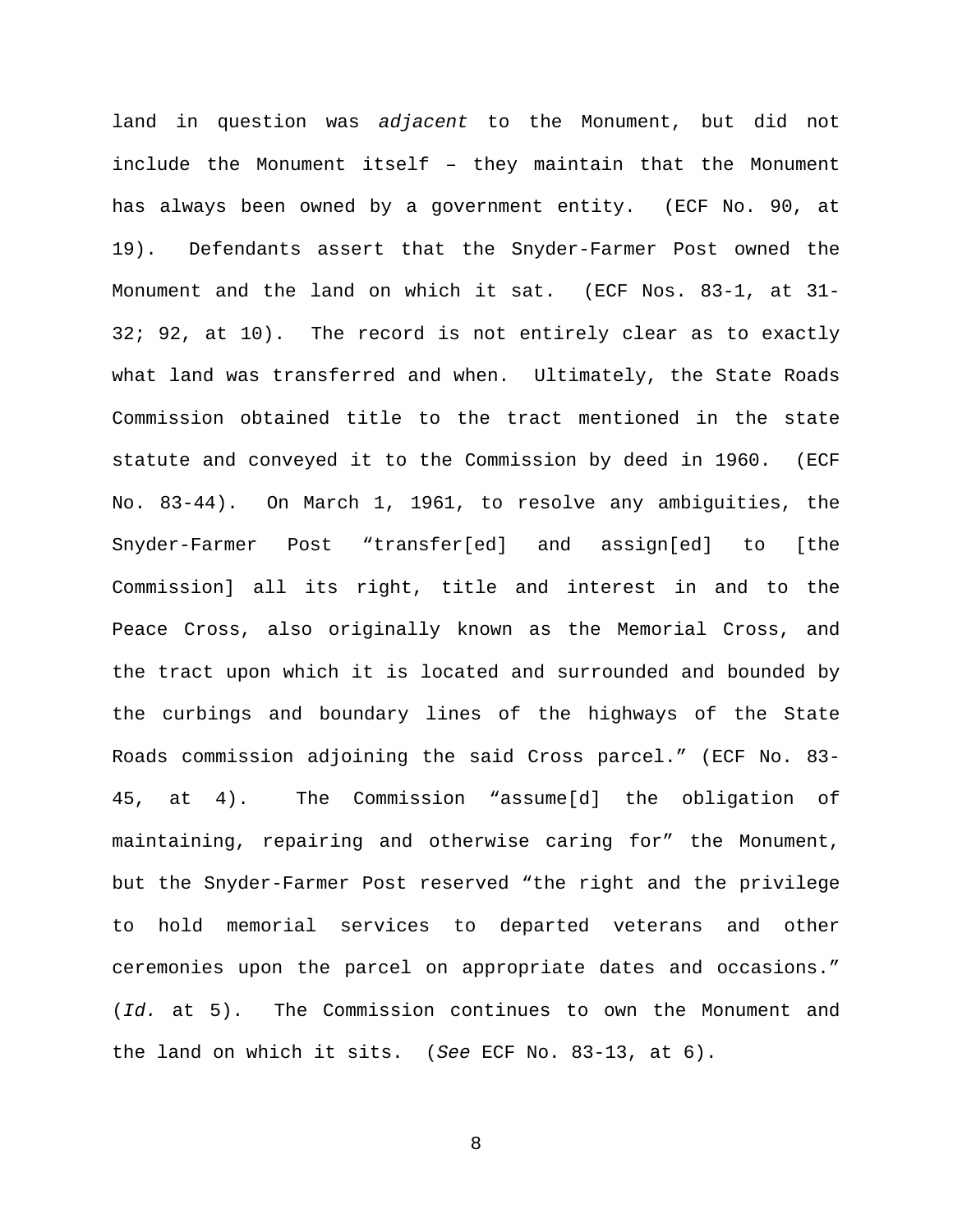land in question was *adjacent* to the Monument, but did not include the Monument itself – they maintain that the Monument has always been owned by a government entity. (ECF No. 90, at 19). Defendants assert that the Snyder-Farmer Post owned the Monument and the land on which it sat. (ECF Nos. 83-1, at 31-32; 92, at 10). The record is not entirely clear as to exactly what land was transferred and when. Ultimately, the State Roads Commission obtained title to the tract mentioned in the state statute and conveyed it to the Commission by deed in 1960. (ECF No. 83-44). On March 1, 1961, to resolve any ambiguities, the Snyder-Farmer Post "transfer[ed] and assign[ed] to [the Commission] all its right, title and interest in and to the Peace Cross, also originally known as the Memorial Cross, and the tract upon which it is located and surrounded and bounded by the curbings and boundary lines of the highways of the State Roads commission adjoining the said Cross parcel." (ECF No. 83-45, at 4). The Commission "assume[d] the obligation of maintaining, repairing and otherwise caring for" the Monument, but the Snyder-Farmer Post reserved "the right and the privilege to hold memorial services to departed veterans and other ceremonies upon the parcel on appropriate dates and occasions." (*Id.* at 5). The Commission continues to own the Monument and the land on which it sits. (*See* ECF No. 83-13, at 6).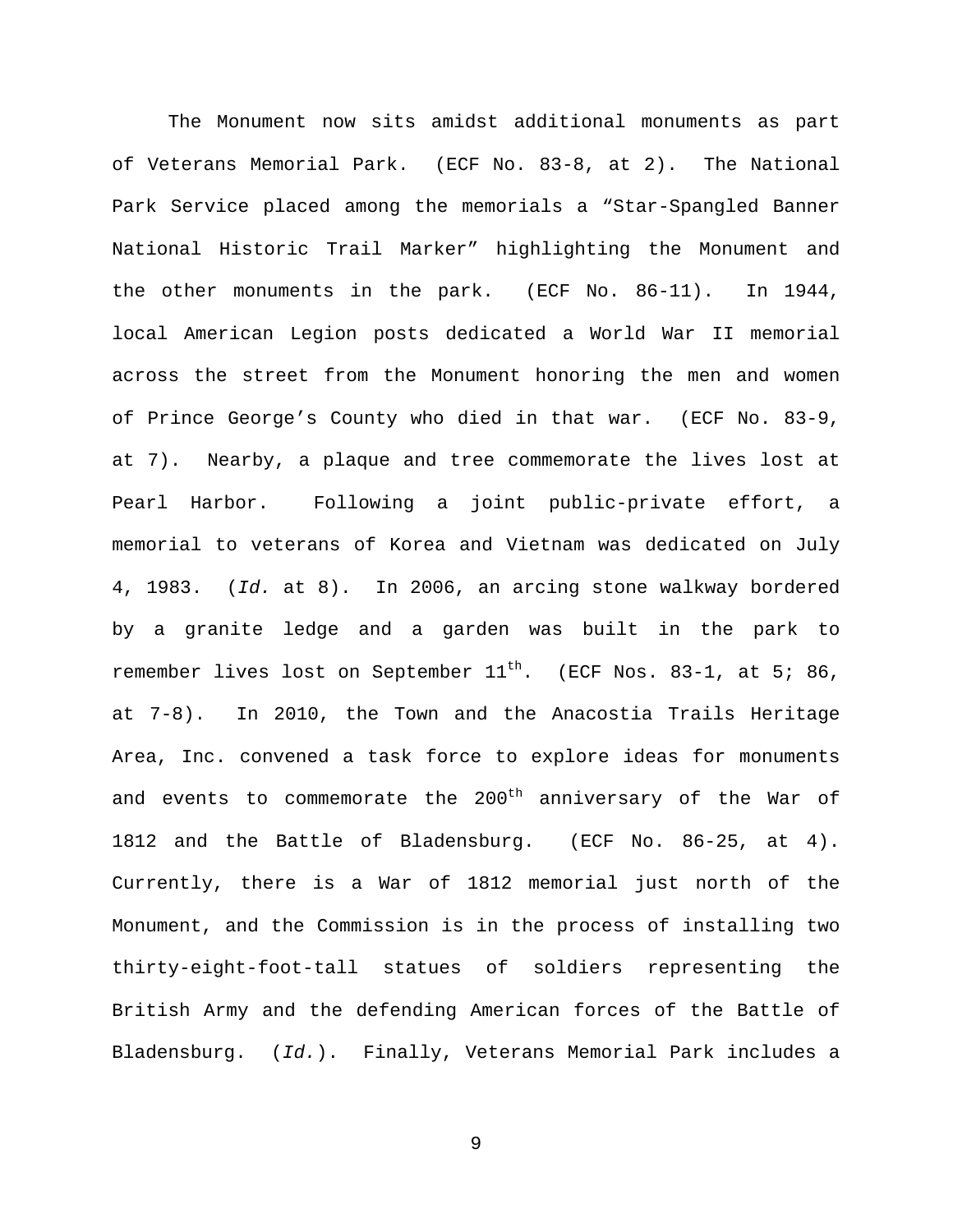The Monument now sits amidst additional monuments as part of Veterans Memorial Park. (ECF No. 83-8, at 2). The National Park Service placed among the memorials a "Star-Spangled Banner National Historic Trail Marker" highlighting the Monument and the other monuments in the park. (ECF No. 86-11). In 1944, local American Legion posts dedicated a World War II memorial across the street from the Monument honoring the men and women of Prince George's County who died in that war. (ECF No. 83-9, at 7). Nearby, a plaque and tree commemorate the lives lost at Pearl Harbor. Following a joint public-private effort, a memorial to veterans of Korea and Vietnam was dedicated on July 4, 1983. (*Id.* at 8). In 2006, an arcing stone walkway bordered by a granite ledge and a garden was built in the park to remember lives lost on September 11th. (ECF Nos. 83-1, at 5; 86, at 7-8). In 2010, the Town and the Anacostia Trails Heritage Area, Inc. convened a task force to explore ideas for monuments and events to commemorate the 200th anniversary of the War of 1812 and the Battle of Bladensburg. (ECF No. 86-25, at 4). Currently, there is a War of 1812 memorial just north of the Monument, and the Commission is in the process of installing two thirty-eight-foot-tall statues of soldiers representing the British Army and the defending American forces of the Battle of Bladensburg. (*Id.*). Finally, Veterans Memorial Park includes a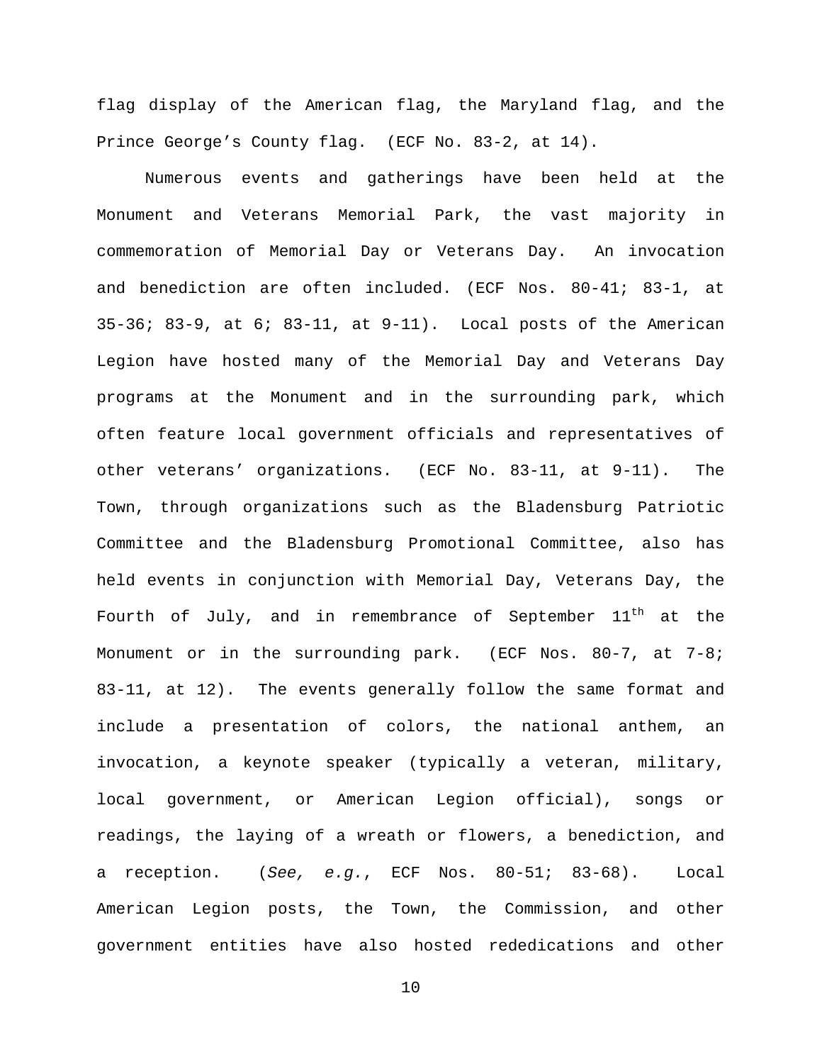flag display of the American flag, the Maryland flag, and the Prince George's County flag. (ECF No. 83-2, at 14).

Numerous events and gatherings have been held at the Monument and Veterans Memorial Park, the vast majority in commemoration of Memorial Day or Veterans Day. An invocation and benediction are often included. (ECF Nos. 80-41; 83-1, at 35-36; 83-9, at 6; 83-11, at 9-11). Local posts of the American Legion have hosted many of the Memorial Day and Veterans Day programs at the Monument and in the surrounding park, which often feature local government officials and representatives of other veterans' organizations. (ECF No. 83-11, at 9-11). The Town, through organizations such as the Bladensburg Patriotic Committee and the Bladensburg Promotional Committee, also has held events in conjunction with Memorial Day, Veterans Day, the Fourth of July, and in remembrance of September 11th at the Monument or in the surrounding park. (ECF Nos. 80-7, at 7-8; 83-11, at 12). The events generally follow the same format and include a presentation of colors, the national anthem, an invocation, a keynote speaker (typically a veteran, military, local government, or American Legion official), songs or readings, the laying of a wreath or flowers, a benediction, and a reception. (*See, e.g.*, ECF Nos. 80-51; 83-68). Local American Legion posts, the Town, the Commission, and other government entities have also hosted rededications and other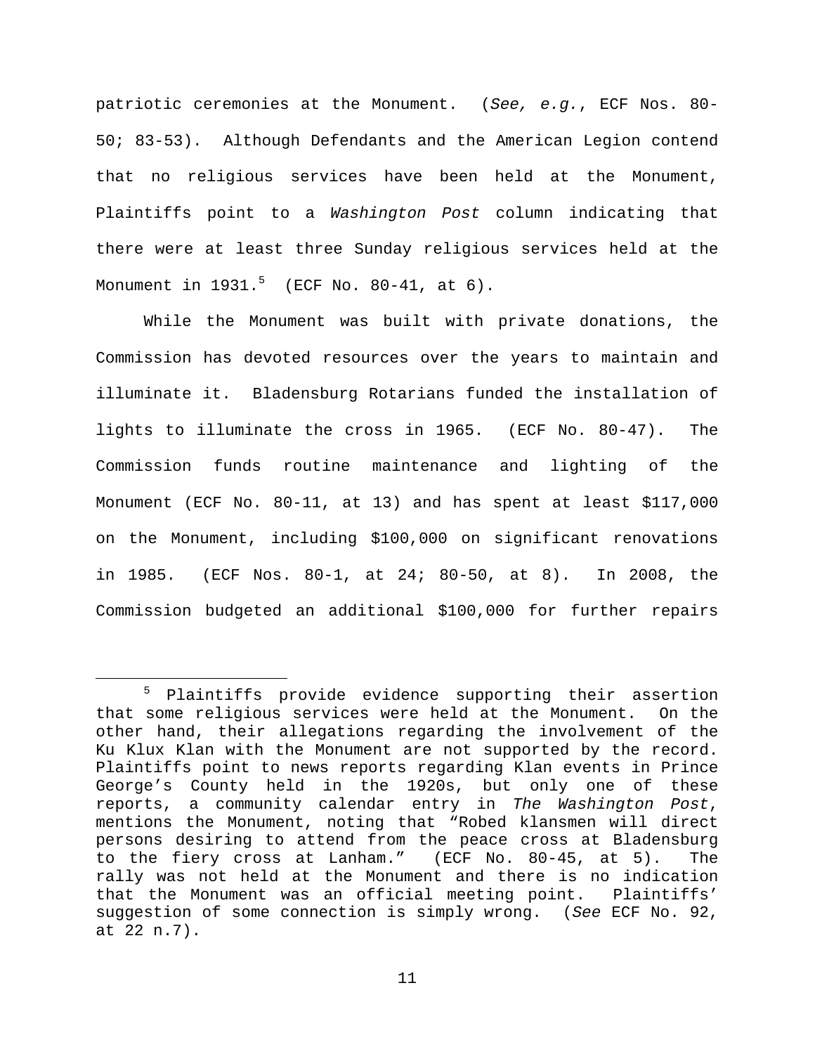patriotic ceremonies at the Monument. (*See, e.g.*, ECF Nos. 80-50; 83-53). Although Defendants and the American Legion contend that no religious services have been held at the Monument, Plaintiffs point to a *Washington Post* column indicating that there were at least three Sunday religious services held at the Monument in 1931.[5] (ECF No. 80-41, at 6).

While the Monument was built with private donations, the Commission has devoted resources over the years to maintain and illuminate it. Bladensburg Rotarians funded the installation of lights to illuminate the cross in 1965. (ECF No. 80-47). The Commission funds routine maintenance and lighting of the Monument (ECF No. 80-11, at 13) and has spent at least $117,000 on the Monument, including $100,000 on significant renovations in 1985. (ECF Nos. 80-1, at 24; 80-50, at 8). In 2008, the Commission budgeted an additional $100,000 for further repairs

[5] Plaintiffs provide evidence supporting their assertion that some religious services were held at the Monument. On the other hand, their allegations regarding the involvement of the Ku Klux Klan with the Monument are not supported by the record. Plaintiffs point to news reports regarding Klan events in Prince George's County held in the 1920s, but only one of these reports, a community calendar entry in *The Washington Post*, mentions the Monument, noting that "Robed klansmen will direct persons desiring to attend from the peace cross at Bladensburg to the fiery cross at Lanham." (ECF No. 80-45, at 5). The rally was not held at the Monument and there is no indication that the Monument was an official meeting point. Plaintiffs' suggestion of some connection is simply wrong. (*See* ECF No. 92, at 22 n.7).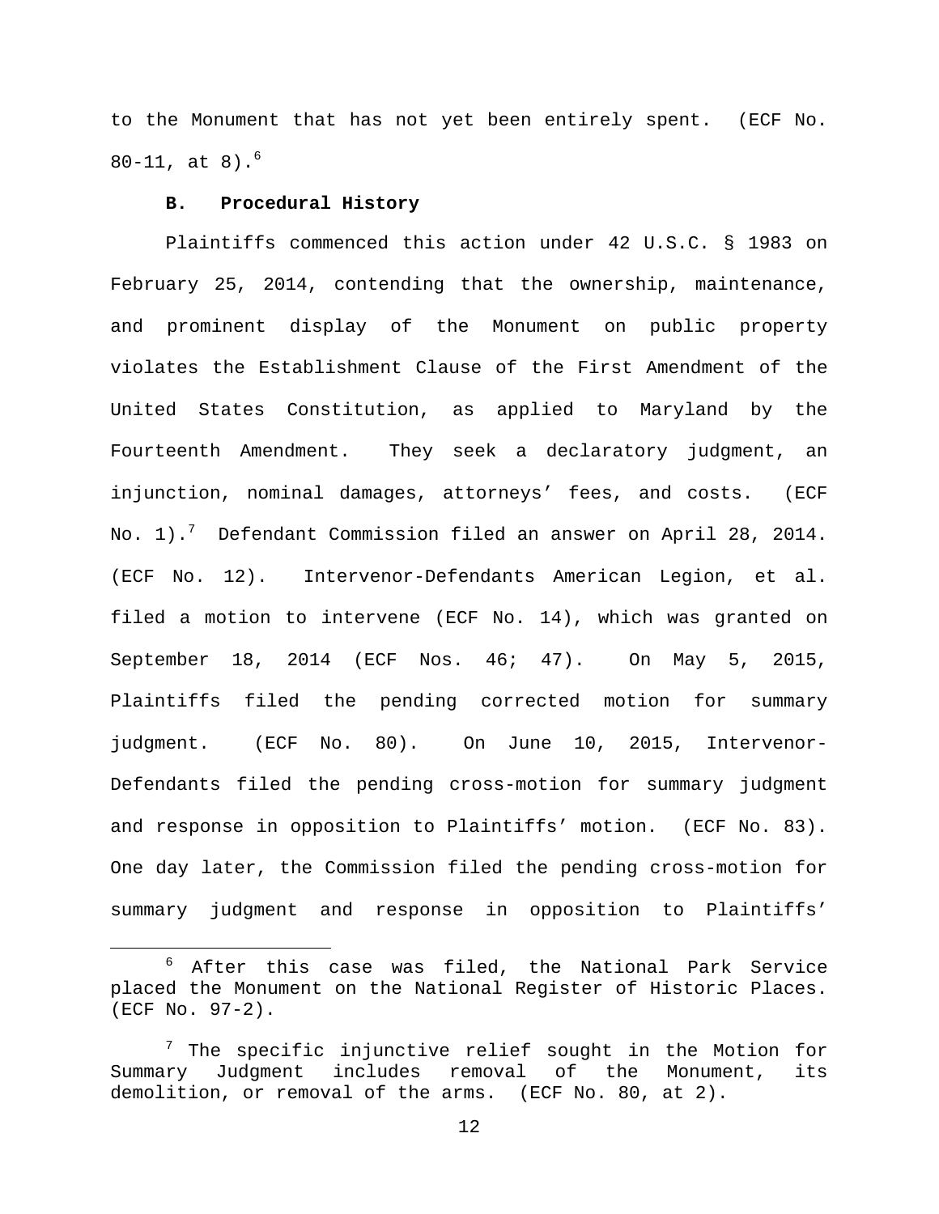to the Monument that has not yet been entirely spent. (ECF No. 80-11, at 8).[6]

**B. Procedural History**

Plaintiffs commenced this action under 42 U.S.C. § 1983 on February 25, 2014, contending that the ownership, maintenance, and prominent display of the Monument on public property violates the Establishment Clause of the First Amendment of the United States Constitution, as applied to Maryland by the Fourteenth Amendment. They seek a declaratory judgment, an injunction, nominal damages, attorneys' fees, and costs. (ECF No. 1).[7] Defendant Commission filed an answer on April 28, 2014. (ECF No. 12). Intervenor-Defendants American Legion, et al. filed a motion to intervene (ECF No. 14), which was granted on September 18, 2014 (ECF Nos. 46; 47). On May 5, 2015, Plaintiffs filed the pending corrected motion for summary judgment. (ECF No. 80). On June 10, 2015, Intervenor-Defendants filed the pending cross-motion for summary judgment and response in opposition to Plaintiffs' motion. (ECF No. 83). One day later, the Commission filed the pending cross-motion for summary judgment and response in opposition to Plaintiffs'

---

[6] After this case was filed, the National Park Service placed the Monument on the National Register of Historic Places. (ECF No. 97-2).

[7] The specific injunctive relief sought in the Motion for Summary Judgment includes removal of the Monument, its demolition, or removal of the arms. (ECF No. 80, at 2).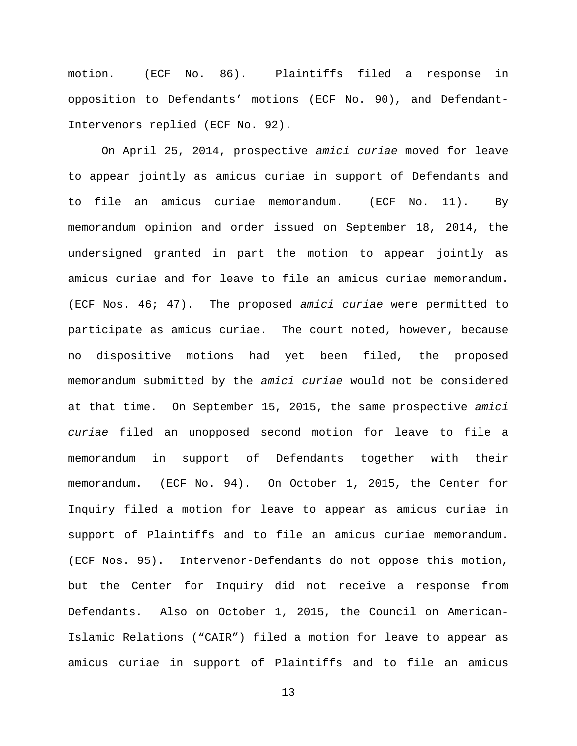motion. (ECF No. 86). Plaintiffs filed a response in opposition to Defendants' motions (ECF No. 90), and Defendant-Intervenors replied (ECF No. 92).

On April 25, 2014, prospective *amici curiae* moved for leave to appear jointly as amicus curiae in support of Defendants and to file an amicus curiae memorandum. (ECF No. 11). By memorandum opinion and order issued on September 18, 2014, the undersigned granted in part the motion to appear jointly as amicus curiae and for leave to file an amicus curiae memorandum. (ECF Nos. 46; 47). The proposed *amici curiae* were permitted to participate as amicus curiae. The court noted, however, because no dispositive motions had yet been filed, the proposed memorandum submitted by the *amici curiae* would not be considered at that time. On September 15, 2015, the same prospective *amici curiae* filed an unopposed second motion for leave to file a memorandum in support of Defendants together with their memorandum. (ECF No. 94). On October 1, 2015, the Center for Inquiry filed a motion for leave to appear as amicus curiae in support of Plaintiffs and to file an amicus curiae memorandum. (ECF Nos. 95). Intervenor-Defendants do not oppose this motion, but the Center for Inquiry did not receive a response from Defendants. Also on October 1, 2015, the Council on American-Islamic Relations ("CAIR") filed a motion for leave to appear as amicus curiae in support of Plaintiffs and to file an amicus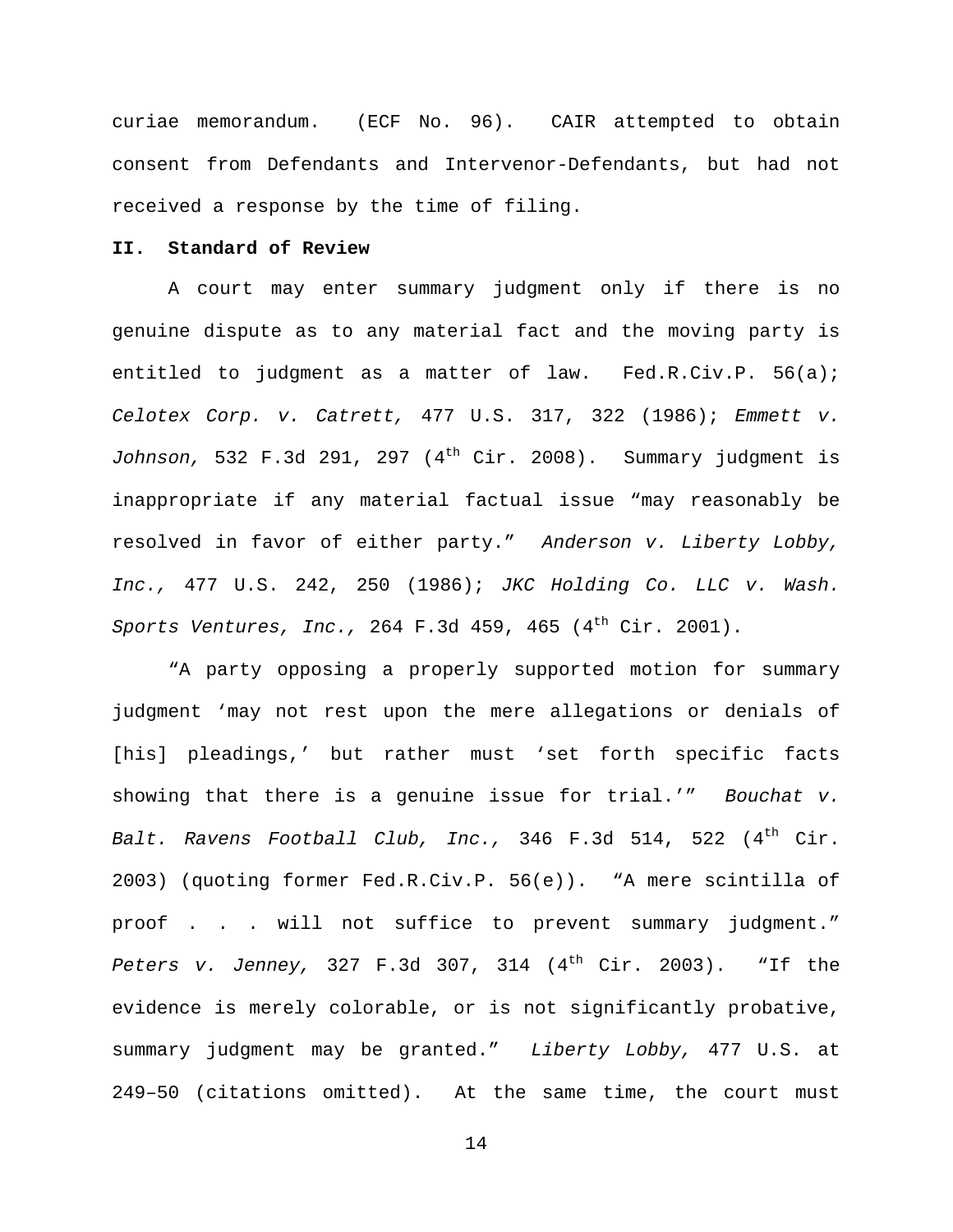curiae memorandum. (ECF No. 96). CAIR attempted to obtain consent from Defendants and Intervenor-Defendants, but had not received a response by the time of filing.

## II. Standard of Review

A court may enter summary judgment only if there is no genuine dispute as to any material fact and the moving party is entitled to judgment as a matter of law. Fed.R.Civ.P. 56(a); *Celotex Corp. v. Catrett,* 477 U.S. 317, 322 (1986); *Emmett v. Johnson,* 532 F.3d 291, 297 (4th Cir. 2008). Summary judgment is inappropriate if any material factual issue "may reasonably be resolved in favor of either party." *Anderson v. Liberty Lobby, Inc.,* 477 U.S. 242, 250 (1986); *JKC Holding Co. LLC v. Wash. Sports Ventures, Inc.,* 264 F.3d 459, 465 (4th Cir. 2001).

"A party opposing a properly supported motion for summary judgment 'may not rest upon the mere allegations or denials of [his] pleadings,' but rather must 'set forth specific facts showing that there is a genuine issue for trial.'" *Bouchat v. Balt. Ravens Football Club, Inc.,* 346 F.3d 514, 522 (4th Cir. 2003) (quoting former Fed.R.Civ.P. 56(e)). "A mere scintilla of proof . . . will not suffice to prevent summary judgment." *Peters v. Jenney,* 327 F.3d 307, 314 (4th Cir. 2003). "If the evidence is merely colorable, or is not significantly probative, summary judgment may be granted." *Liberty Lobby,* 477 U.S. at 249–50 (citations omitted). At the same time, the court must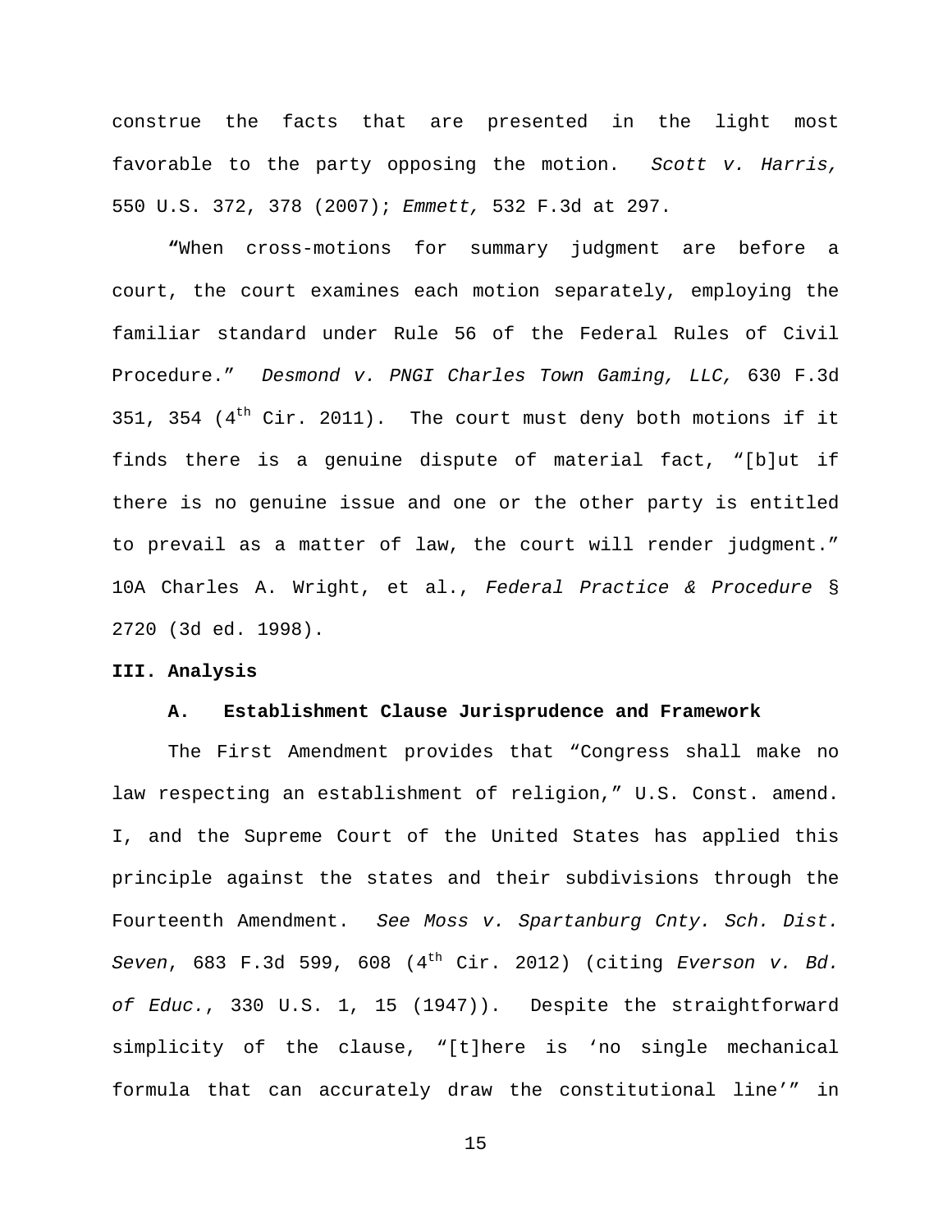construe the facts that are presented in the light most favorable to the party opposing the motion. *Scott v. Harris,* 550 U.S. 372, 378 (2007); *Emmett,* 532 F.3d at 297.

"When cross-motions for summary judgment are before a court, the court examines each motion separately, employing the familiar standard under Rule 56 of the Federal Rules of Civil Procedure." *Desmond v. PNGI Charles Town Gaming, LLC,* 630 F.3d 351, 354 (4th Cir. 2011). The court must deny both motions if it finds there is a genuine dispute of material fact, "[b]ut if there is no genuine issue and one or the other party is entitled to prevail as a matter of law, the court will render judgment." 10A Charles A. Wright, et al., *Federal Practice & Procedure* § 2720 (3d ed. 1998).

## III. Analysis

### A. Establishment Clause Jurisprudence and Framework

The First Amendment provides that "Congress shall make no law respecting an establishment of religion," U.S. Const. amend. I, and the Supreme Court of the United States has applied this principle against the states and their subdivisions through the Fourteenth Amendment. *See Moss v. Spartanburg Cnty. Sch. Dist. Seven*, 683 F.3d 599, 608 (4th Cir. 2012) (citing *Everson v. Bd. of Educ.*, 330 U.S. 1, 15 (1947)). Despite the straightforward simplicity of the clause, "[t]here is 'no single mechanical formula that can accurately draw the constitutional line'" in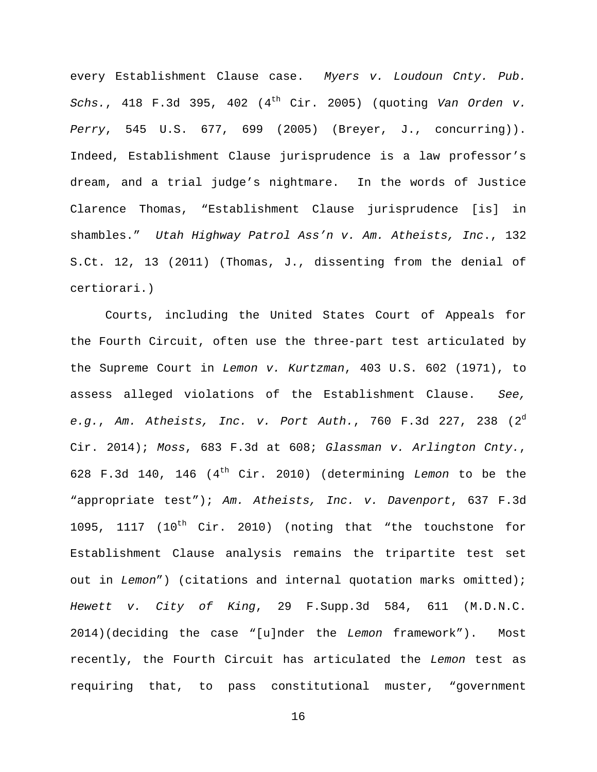every Establishment Clause case. *Myers v. Loudoun Cnty. Pub. Schs.*, 418 F.3d 395, 402 (4th Cir. 2005) (quoting *Van Orden v. Perry*, 545 U.S. 677, 699 (2005) (Breyer, J., concurring)). Indeed, Establishment Clause jurisprudence is a law professor's dream, and a trial judge's nightmare. In the words of Justice Clarence Thomas, "Establishment Clause jurisprudence [is] in shambles." *Utah Highway Patrol Ass'n v. Am. Atheists, Inc.*, 132 S.Ct. 12, 13 (2011) (Thomas, J., dissenting from the denial of certiorari.)

Courts, including the United States Court of Appeals for the Fourth Circuit, often use the three-part test articulated by the Supreme Court in *Lemon v. Kurtzman*, 403 U.S. 602 (1971), to assess alleged violations of the Establishment Clause. *See, e.g.*, *Am. Atheists, Inc. v. Port Auth.*, 760 F.3d 227, 238 (2d Cir. 2014); *Moss*, 683 F.3d at 608; *Glassman v. Arlington Cnty.*, 628 F.3d 140, 146 (4th Cir. 2010) (determining *Lemon* to be the "appropriate test"); *Am. Atheists, Inc. v. Davenport*, 637 F.3d 1095, 1117 (10th Cir. 2010) (noting that "the touchstone for Establishment Clause analysis remains the tripartite test set out in *Lemon*") (citations and internal quotation marks omitted); *Hewett v. City of King*, 29 F.Supp.3d 584, 611 (M.D.N.C. 2014)(deciding the case "[u]nder the *Lemon* framework"). Most recently, the Fourth Circuit has articulated the *Lemon* test as requiring that, to pass constitutional muster, "government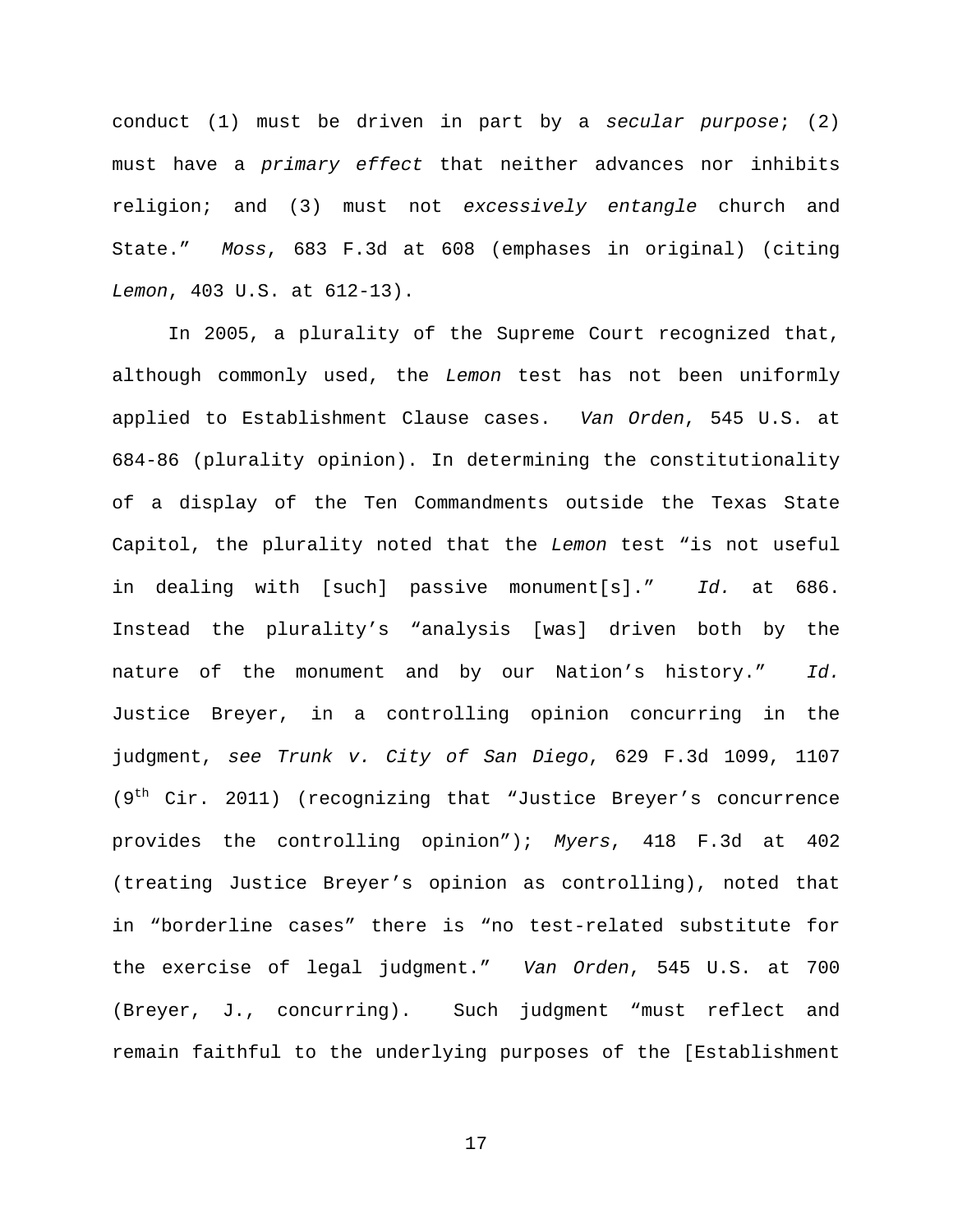conduct (1) must be driven in part by a *secular purpose*; (2) must have a *primary effect* that neither advances nor inhibits religion; and (3) must not *excessively entangle* church and State." *Moss*, 683 F.3d at 608 (emphases in original) (citing *Lemon*, 403 U.S. at 612-13).

In 2005, a plurality of the Supreme Court recognized that, although commonly used, the *Lemon* test has not been uniformly applied to Establishment Clause cases. *Van Orden*, 545 U.S. at 684-86 (plurality opinion). In determining the constitutionality of a display of the Ten Commandments outside the Texas State Capitol, the plurality noted that the *Lemon* test "is not useful in dealing with [such] passive monument[s]." *Id.* at 686. Instead the plurality's "analysis [was] driven both by the nature of the monument and by our Nation's history." *Id.* Justice Breyer, in a controlling opinion concurring in the judgment, *see Trunk v. City of San Diego*, 629 F.3d 1099, 1107 (9th Cir. 2011) (recognizing that "Justice Breyer's concurrence provides the controlling opinion"); *Myers*, 418 F.3d at 402 (treating Justice Breyer's opinion as controlling), noted that in "borderline cases" there is "no test-related substitute for the exercise of legal judgment." *Van Orden*, 545 U.S. at 700 (Breyer, J., concurring). Such judgment "must reflect and remain faithful to the underlying purposes of the [Establishment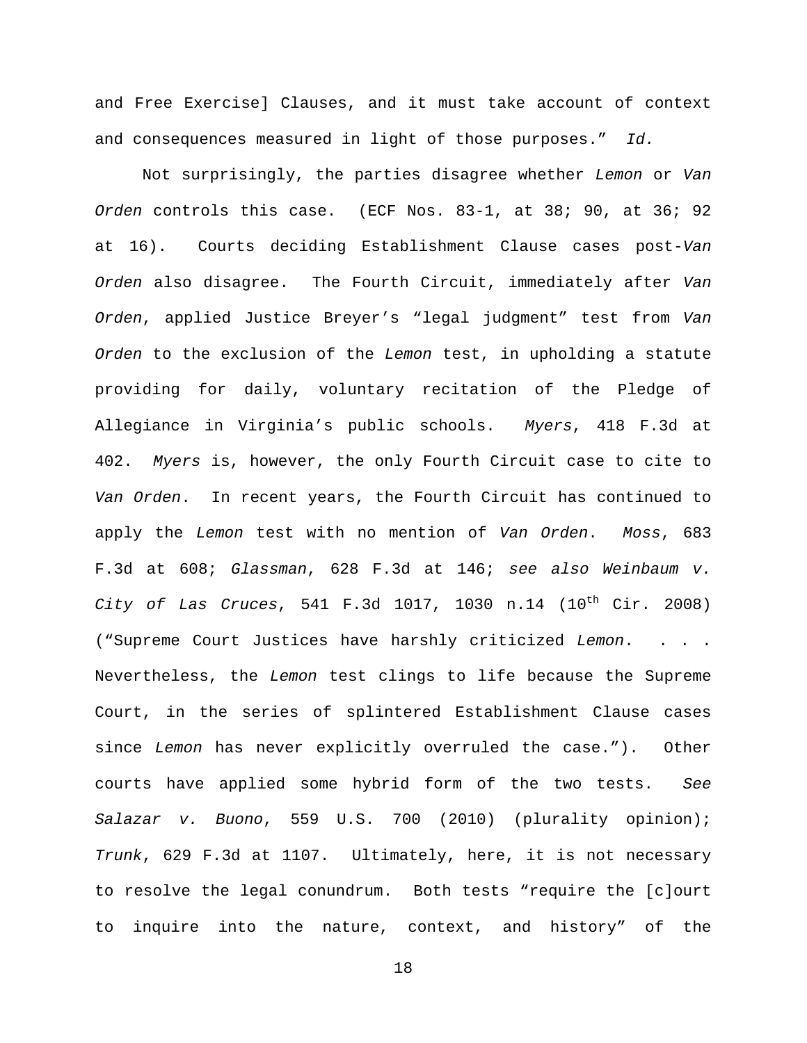and Free Exercise] Clauses, and it must take account of context and consequences measured in light of those purposes." *Id.*

Not surprisingly, the parties disagree whether *Lemon* or *Van Orden* controls this case. (ECF Nos. 83-1, at 38; 90, at 36; 92 at 16). Courts deciding Establishment Clause cases post-*Van Orden* also disagree. The Fourth Circuit, immediately after *Van Orden*, applied Justice Breyer's "legal judgment" test from *Van Orden* to the exclusion of the *Lemon* test, in upholding a statute providing for daily, voluntary recitation of the Pledge of Allegiance in Virginia's public schools. *Myers*, 418 F.3d at 402. *Myers* is, however, the only Fourth Circuit case to cite to *Van Orden*. In recent years, the Fourth Circuit has continued to apply the *Lemon* test with no mention of *Van Orden*. *Moss*, 683 F.3d at 608; *Glassman*, 628 F.3d at 146; *see also Weinbaum v. City of Las Cruces*, 541 F.3d 1017, 1030 n.14 (10th Cir. 2008) ("Supreme Court Justices have harshly criticized *Lemon*. . . . Nevertheless, the *Lemon* test clings to life because the Supreme Court, in the series of splintered Establishment Clause cases since *Lemon* has never explicitly overruled the case."). Other courts have applied some hybrid form of the two tests. *See Salazar v. Buono*, 559 U.S. 700 (2010) (plurality opinion); *Trunk*, 629 F.3d at 1107. Ultimately, here, it is not necessary to resolve the legal conundrum. Both tests "require the [c]ourt to inquire into the nature, context, and history" of the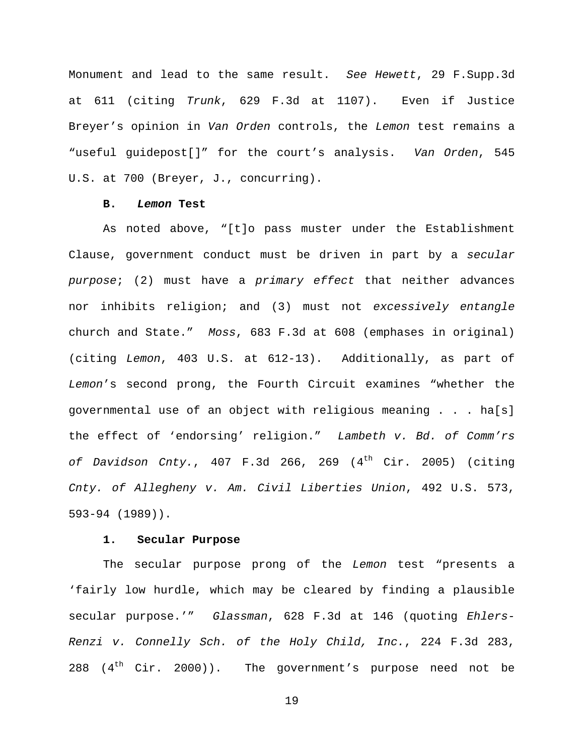Monument and lead to the same result. *See Hewett*, 29 F.Supp.3d at 611 (citing *Trunk*, 629 F.3d at 1107). Even if Justice Breyer's opinion in *Van Orden* controls, the *Lemon* test remains a "useful guidepost[]" for the court's analysis. *Van Orden*, 545 U.S. at 700 (Breyer, J., concurring).

**B. *Lemon* Test**

As noted above, "[t]o pass muster under the Establishment Clause, government conduct must be driven in part by a *secular purpose*; (2) must have a *primary effect* that neither advances nor inhibits religion; and (3) must not *excessively entangle* church and State." *Moss*, 683 F.3d at 608 (emphases in original) (citing *Lemon*, 403 U.S. at 612-13). Additionally, as part of *Lemon*'s second prong, the Fourth Circuit examines "whether the governmental use of an object with religious meaning . . . ha[s] the effect of 'endorsing' religion." *Lambeth v. Bd. of Comm'rs of Davidson Cnty.*, 407 F.3d 266, 269 (4th Cir. 2005) (citing *Cnty. of Allegheny v. Am. Civil Liberties Union*, 492 U.S. 573, 593-94 (1989)).

**1. Secular Purpose**

The secular purpose prong of the *Lemon* test "presents a 'fairly low hurdle, which may be cleared by finding a plausible secular purpose.'" *Glassman*, 628 F.3d at 146 (quoting *Ehlers-Renzi v. Connelly Sch. of the Holy Child, Inc.*, 224 F.3d 283, 288 (4th Cir. 2000)). The government's purpose need not be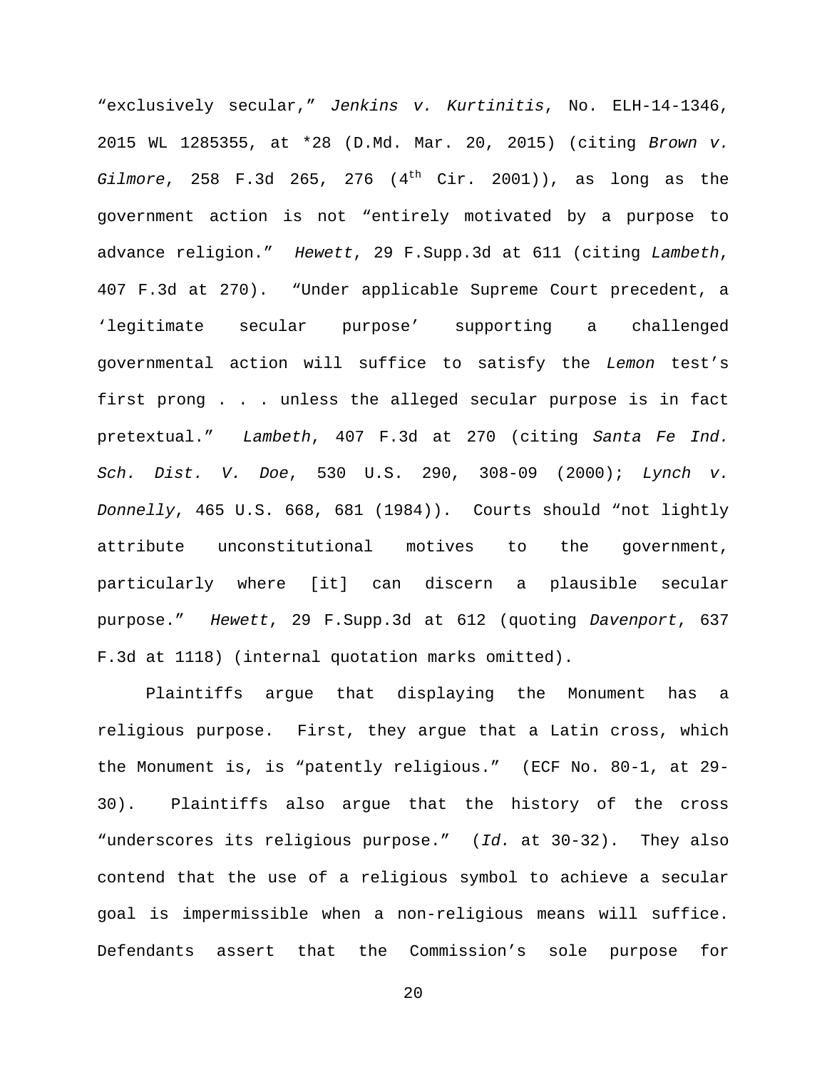"exclusively secular," *Jenkins v. Kurtinitis*, No. ELH-14-1346, 2015 WL 1285355, at *28 (D.Md. Mar. 20, 2015) (citing *Brown v. Gilmore*, 258 F.3d 265, 276 (4th Cir. 2001)), as long as the government action is not "entirely motivated by a purpose to advance religion." *Hewett*, 29 F.Supp.3d at 611 (citing *Lambeth*, 407 F.3d at 270). "Under applicable Supreme Court precedent, a 'legitimate secular purpose' supporting a challenged governmental action will suffice to satisfy the *Lemon* test's first prong . . . unless the alleged secular purpose is in fact pretextual." *Lambeth*, 407 F.3d at 270 (citing *Santa Fe Ind. Sch. Dist. V. Doe*, 530 U.S. 290, 308-09 (2000); *Lynch v. Donnelly*, 465 U.S. 668, 681 (1984)). Courts should "not lightly attribute unconstitutional motives to the government, particularly where [it] can discern a plausible secular purpose." *Hewett*, 29 F.Supp.3d at 612 (quoting *Davenport*, 637 F.3d at 1118) (internal quotation marks omitted).

Plaintiffs argue that displaying the Monument has a religious purpose. First, they argue that a Latin cross, which the Monument is, is "patently religious." (ECF No. 80-1, at 29-30). Plaintiffs also argue that the history of the cross "underscores its religious purpose." (*Id.* at 30-32). They also contend that the use of a religious symbol to achieve a secular goal is impermissible when a non-religious means will suffice. Defendants assert that the Commission's sole purpose for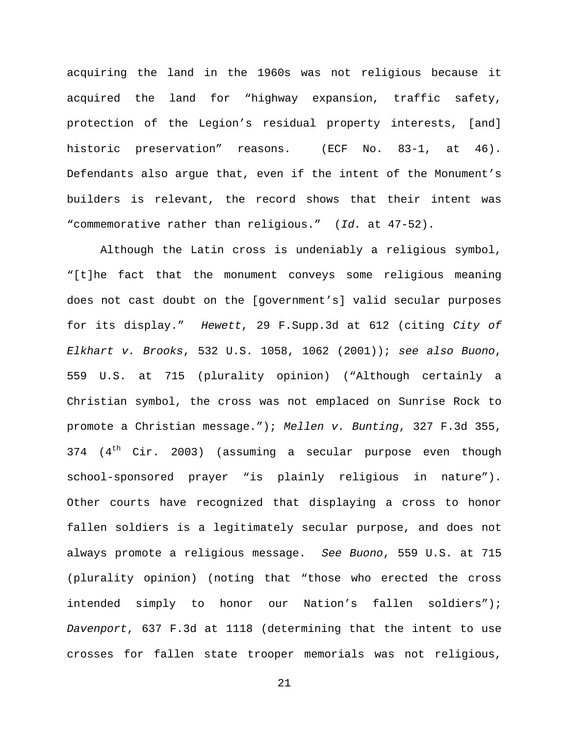acquiring the land in the 1960s was not religious because it acquired the land for "highway expansion, traffic safety, protection of the Legion's residual property interests, [and] historic preservation" reasons. (ECF No. 83-1, at 46). Defendants also argue that, even if the intent of the Monument's builders is relevant, the record shows that their intent was "commemorative rather than religious." (*Id.* at 47-52).

Although the Latin cross is undeniably a religious symbol, "[t]he fact that the monument conveys some religious meaning does not cast doubt on the [government's] valid secular purposes for its display." *Hewett*, 29 F.Supp.3d at 612 (citing *City of Elkhart v. Brooks*, 532 U.S. 1058, 1062 (2001)); *see also Buono*, 559 U.S. at 715 (plurality opinion) ("Although certainly a Christian symbol, the cross was not emplaced on Sunrise Rock to promote a Christian message."); *Mellen v. Bunting*, 327 F.3d 355, 374 (4th Cir. 2003) (assuming a secular purpose even though school-sponsored prayer "is plainly religious in nature"). Other courts have recognized that displaying a cross to honor fallen soldiers is a legitimately secular purpose, and does not always promote a religious message. *See Buono*, 559 U.S. at 715 (plurality opinion) (noting that "those who erected the cross intended simply to honor our Nation's fallen soldiers"); *Davenport*, 637 F.3d at 1118 (determining that the intent to use crosses for fallen state trooper memorials was not religious,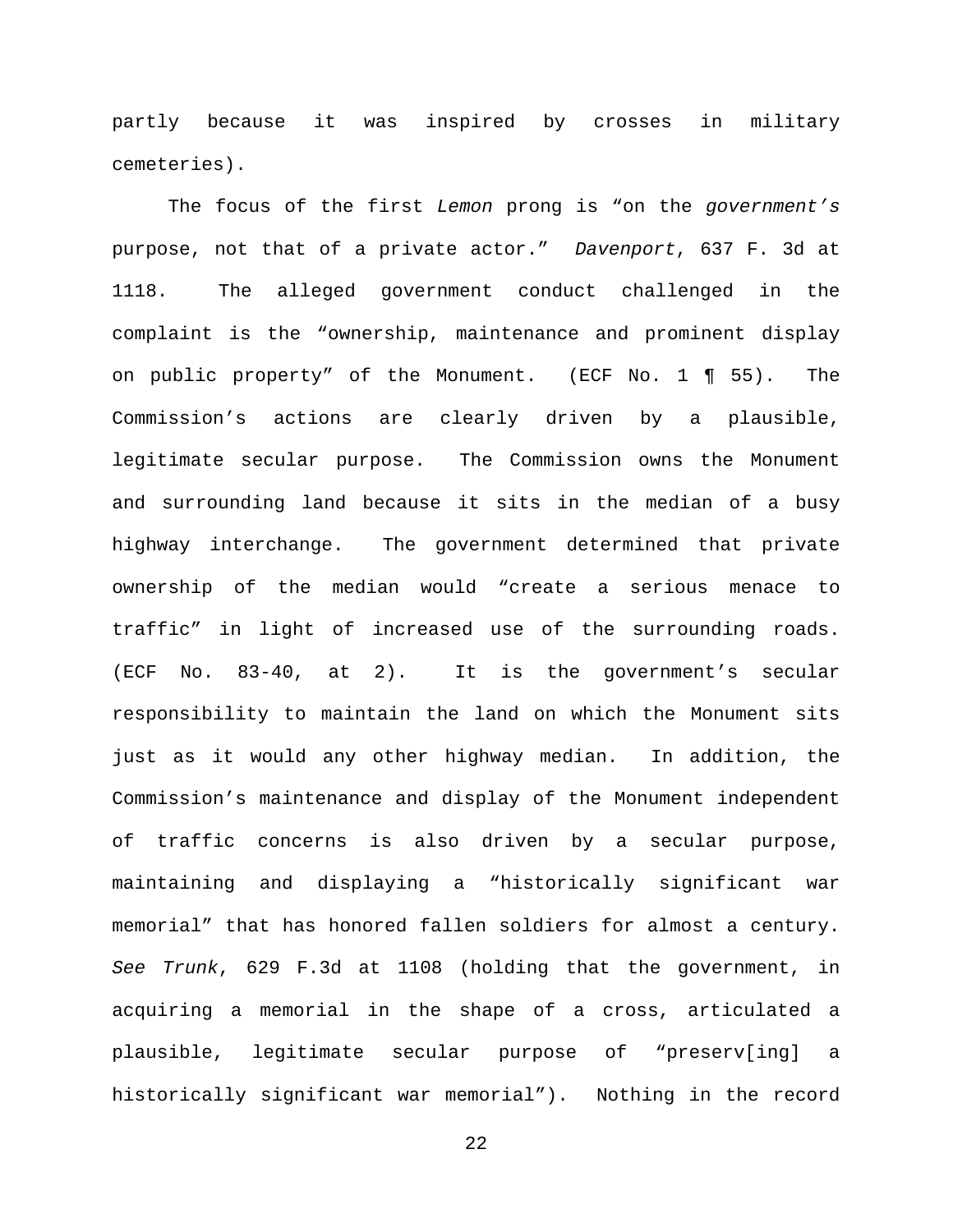partly because it was inspired by crosses in military cemeteries).

The focus of the first *Lemon* prong is "on the *government's* purpose, not that of a private actor." *Davenport*, 637 F. 3d at 1118. The alleged government conduct challenged in the complaint is the "ownership, maintenance and prominent display on public property" of the Monument. (ECF No. 1 ¶ 55). The Commission's actions are clearly driven by a plausible, legitimate secular purpose. The Commission owns the Monument and surrounding land because it sits in the median of a busy highway interchange. The government determined that private ownership of the median would "create a serious menace to traffic" in light of increased use of the surrounding roads. (ECF No. 83-40, at 2). It is the government's secular responsibility to maintain the land on which the Monument sits just as it would any other highway median. In addition, the Commission's maintenance and display of the Monument independent of traffic concerns is also driven by a secular purpose, maintaining and displaying a "historically significant war memorial" that has honored fallen soldiers for almost a century. *See Trunk*, 629 F.3d at 1108 (holding that the government, in acquiring a memorial in the shape of a cross, articulated a plausible, legitimate secular purpose of "preserv[ing] a historically significant war memorial"). Nothing in the record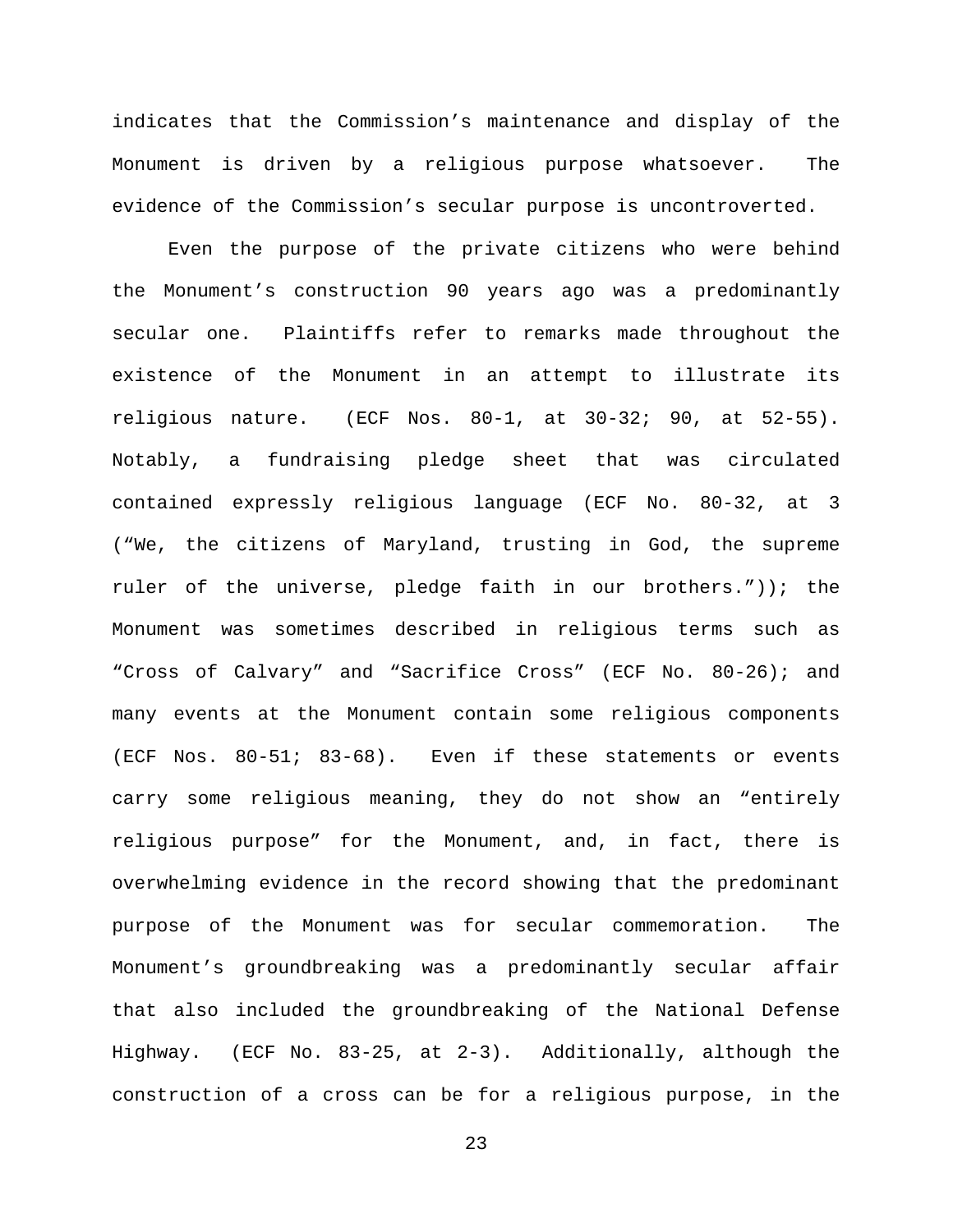indicates that the Commission's maintenance and display of the Monument is driven by a religious purpose whatsoever. The evidence of the Commission's secular purpose is uncontroverted.

Even the purpose of the private citizens who were behind the Monument's construction 90 years ago was a predominantly secular one. Plaintiffs refer to remarks made throughout the existence of the Monument in an attempt to illustrate its religious nature. (ECF Nos. 80-1, at 30-32; 90, at 52-55). Notably, a fundraising pledge sheet that was circulated contained expressly religious language (ECF No. 80-32, at 3 ("We, the citizens of Maryland, trusting in God, the supreme ruler of the universe, pledge faith in our brothers.")); the Monument was sometimes described in religious terms such as "Cross of Calvary" and "Sacrifice Cross" (ECF No. 80-26); and many events at the Monument contain some religious components (ECF Nos. 80-51; 83-68). Even if these statements or events carry some religious meaning, they do not show an "entirely religious purpose" for the Monument, and, in fact, there is overwhelming evidence in the record showing that the predominant purpose of the Monument was for secular commemoration. The Monument's groundbreaking was a predominantly secular affair that also included the groundbreaking of the National Defense Highway. (ECF No. 83-25, at 2-3). Additionally, although the construction of a cross can be for a religious purpose, in the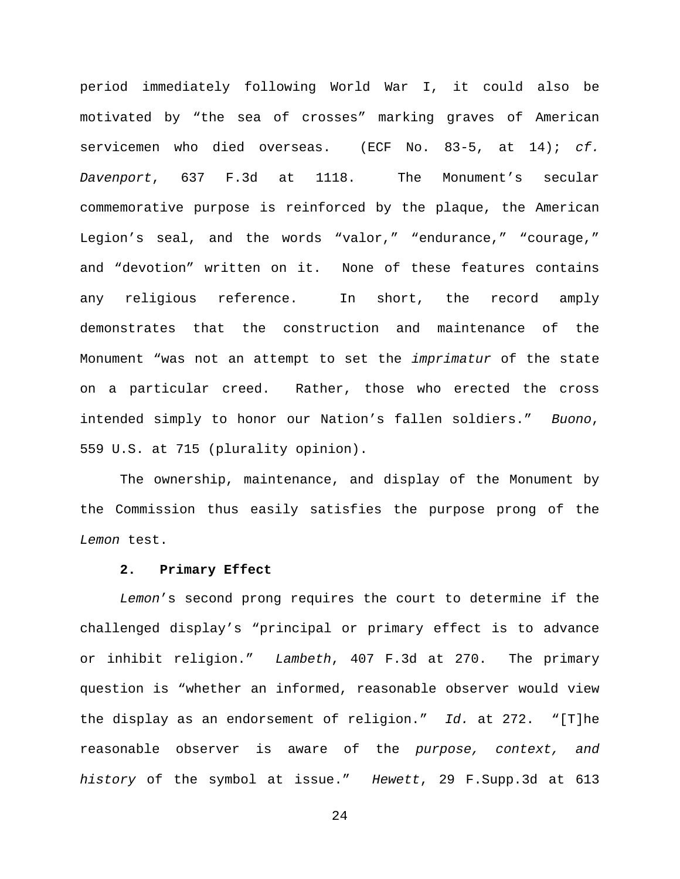period immediately following World War I, it could also be motivated by "the sea of crosses" marking graves of American servicemen who died overseas. (ECF No. 83-5, at 14); *cf. Davenport*, 637 F.3d at 1118. The Monument's secular commemorative purpose is reinforced by the plaque, the American Legion's seal, and the words "valor," "endurance," "courage," and "devotion" written on it. None of these features contains any religious reference. In short, the record amply demonstrates that the construction and maintenance of the Monument "was not an attempt to set the *imprimatur* of the state on a particular creed. Rather, those who erected the cross intended simply to honor our Nation's fallen soldiers." *Buono*, 559 U.S. at 715 (plurality opinion).

The ownership, maintenance, and display of the Monument by the Commission thus easily satisfies the purpose prong of the *Lemon* test.

**2. Primary Effect**

*Lemon*'s second prong requires the court to determine if the challenged display's "principal or primary effect is to advance or inhibit religion." *Lambeth*, 407 F.3d at 270. The primary question is "whether an informed, reasonable observer would view the display as an endorsement of religion." *Id.* at 272. "[T]he reasonable observer is aware of the *purpose, context, and history* of the symbol at issue." *Hewett*, 29 F.Supp.3d at 613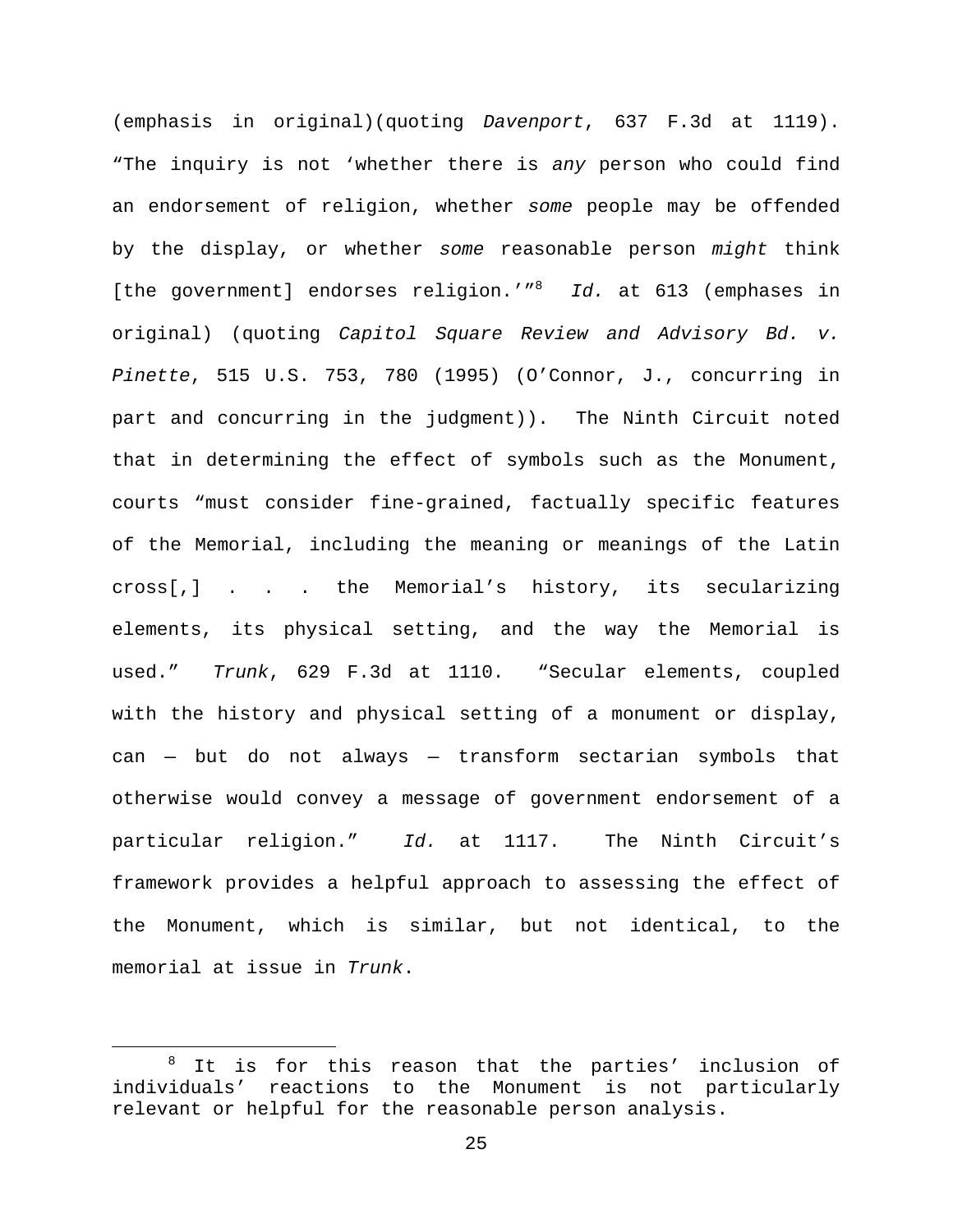(emphasis in original)(quoting *Davenport*, 637 F.3d at 1119). "The inquiry is not 'whether there is *any* person who could find an endorsement of religion, whether *some* people may be offended by the display, or whether *some* reasonable person *might* think [the government] endorses religion.'"[8] *Id.* at 613 (emphases in original) (quoting *Capitol Square Review and Advisory Bd. v. Pinette*, 515 U.S. 753, 780 (1995) (O'Connor, J., concurring in part and concurring in the judgment)). The Ninth Circuit noted that in determining the effect of symbols such as the Monument, courts "must consider fine-grained, factually specific features of the Memorial, including the meaning or meanings of the Latin cross[,] . . . the Memorial's history, its secularizing elements, its physical setting, and the way the Memorial is used." *Trunk*, 629 F.3d at 1110. "Secular elements, coupled with the history and physical setting of a monument or display, can — but do not always — transform sectarian symbols that otherwise would convey a message of government endorsement of a particular religion." *Id.* at 1117. The Ninth Circuit's framework provides a helpful approach to assessing the effect of the Monument, which is similar, but not identical, to the memorial at issue in *Trunk*.

---

[8] It is for this reason that the parties' inclusion of individuals' reactions to the Monument is not particularly relevant or helpful for the reasonable person analysis.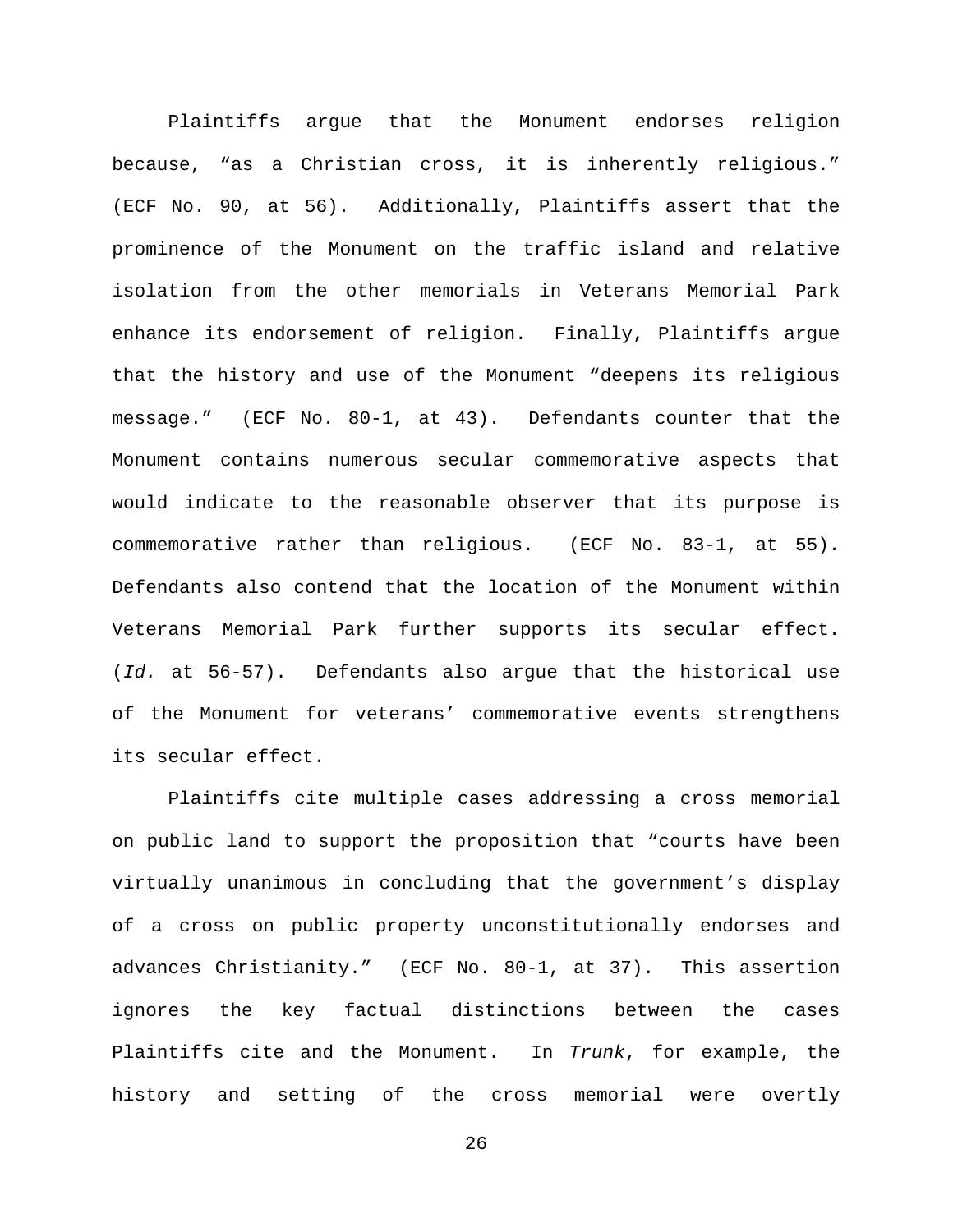Plaintiffs argue that the Monument endorses religion because, "as a Christian cross, it is inherently religious." (ECF No. 90, at 56). Additionally, Plaintiffs assert that the prominence of the Monument on the traffic island and relative isolation from the other memorials in Veterans Memorial Park enhance its endorsement of religion. Finally, Plaintiffs argue that the history and use of the Monument "deepens its religious message." (ECF No. 80-1, at 43). Defendants counter that the Monument contains numerous secular commemorative aspects that would indicate to the reasonable observer that its purpose is commemorative rather than religious. (ECF No. 83-1, at 55). Defendants also contend that the location of the Monument within Veterans Memorial Park further supports its secular effect. (*Id.* at 56-57). Defendants also argue that the historical use of the Monument for veterans' commemorative events strengthens its secular effect.

Plaintiffs cite multiple cases addressing a cross memorial on public land to support the proposition that "courts have been virtually unanimous in concluding that the government's display of a cross on public property unconstitutionally endorses and advances Christianity." (ECF No. 80-1, at 37). This assertion ignores the key factual distinctions between the cases Plaintiffs cite and the Monument. In *Trunk*, for example, the history and setting of the cross memorial were overtly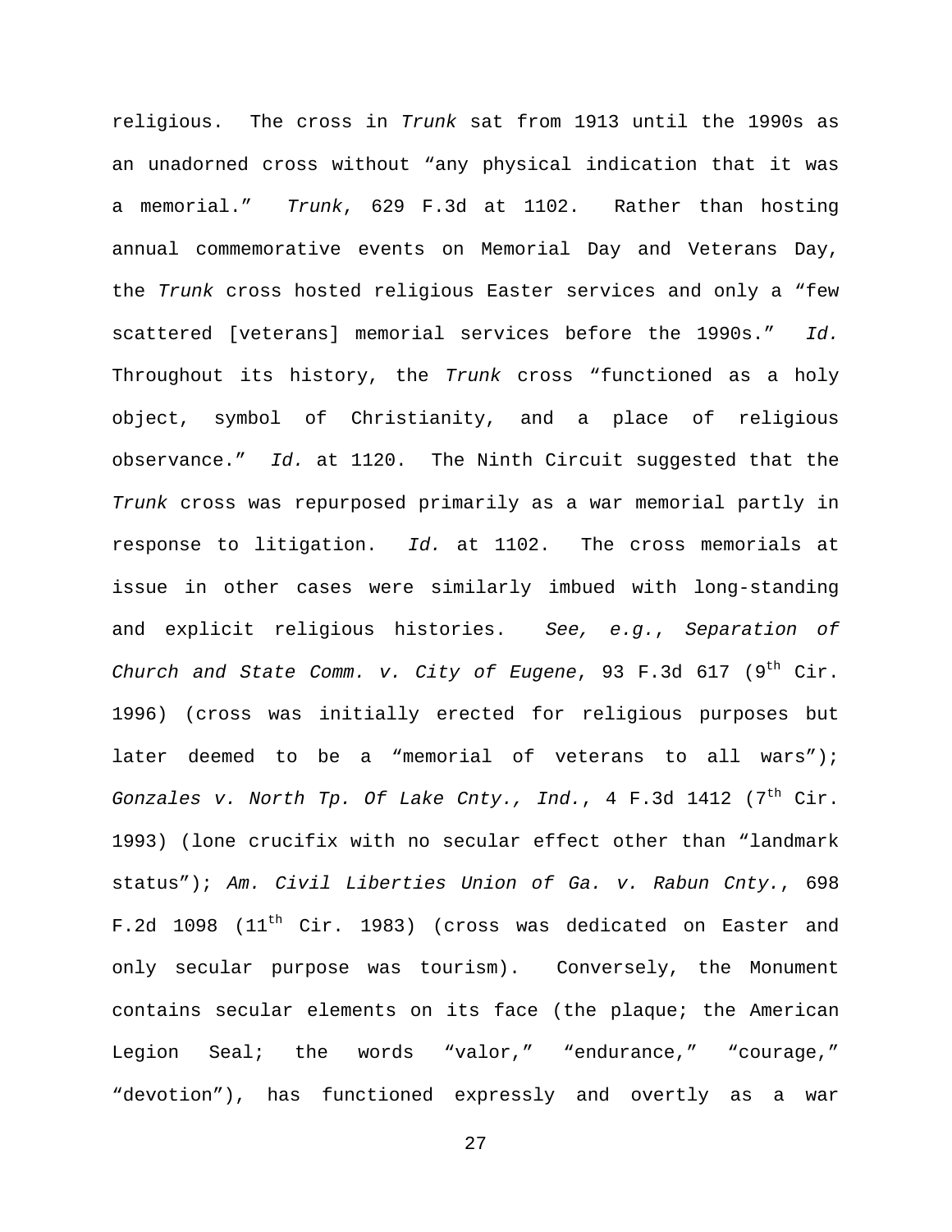religious. The cross in *Trunk* sat from 1913 until the 1990s as an unadorned cross without "any physical indication that it was a memorial." *Trunk*, 629 F.3d at 1102. Rather than hosting annual commemorative events on Memorial Day and Veterans Day, the *Trunk* cross hosted religious Easter services and only a "few scattered [veterans] memorial services before the 1990s." *Id.* Throughout its history, the *Trunk* cross "functioned as a holy object, symbol of Christianity, and a place of religious observance." *Id.* at 1120. The Ninth Circuit suggested that the *Trunk* cross was repurposed primarily as a war memorial partly in response to litigation. *Id.* at 1102. The cross memorials at issue in other cases were similarly imbued with long-standing and explicit religious histories. *See, e.g.*, *Separation of Church and State Comm. v. City of Eugene*, 93 F.3d 617 (9th Cir. 1996) (cross was initially erected for religious purposes but later deemed to be a "memorial of veterans to all wars"); *Gonzales v. North Tp. Of Lake Cnty., Ind.*, 4 F.3d 1412 (7th Cir. 1993) (lone crucifix with no secular effect other than "landmark status"); *Am. Civil Liberties Union of Ga. v. Rabun Cnty.*, 698 F.2d 1098 (11th Cir. 1983) (cross was dedicated on Easter and only secular purpose was tourism). Conversely, the Monument contains secular elements on its face (the plaque; the American Legion Seal; the words "valor," "endurance," "courage," "devotion"), has functioned expressly and overtly as a war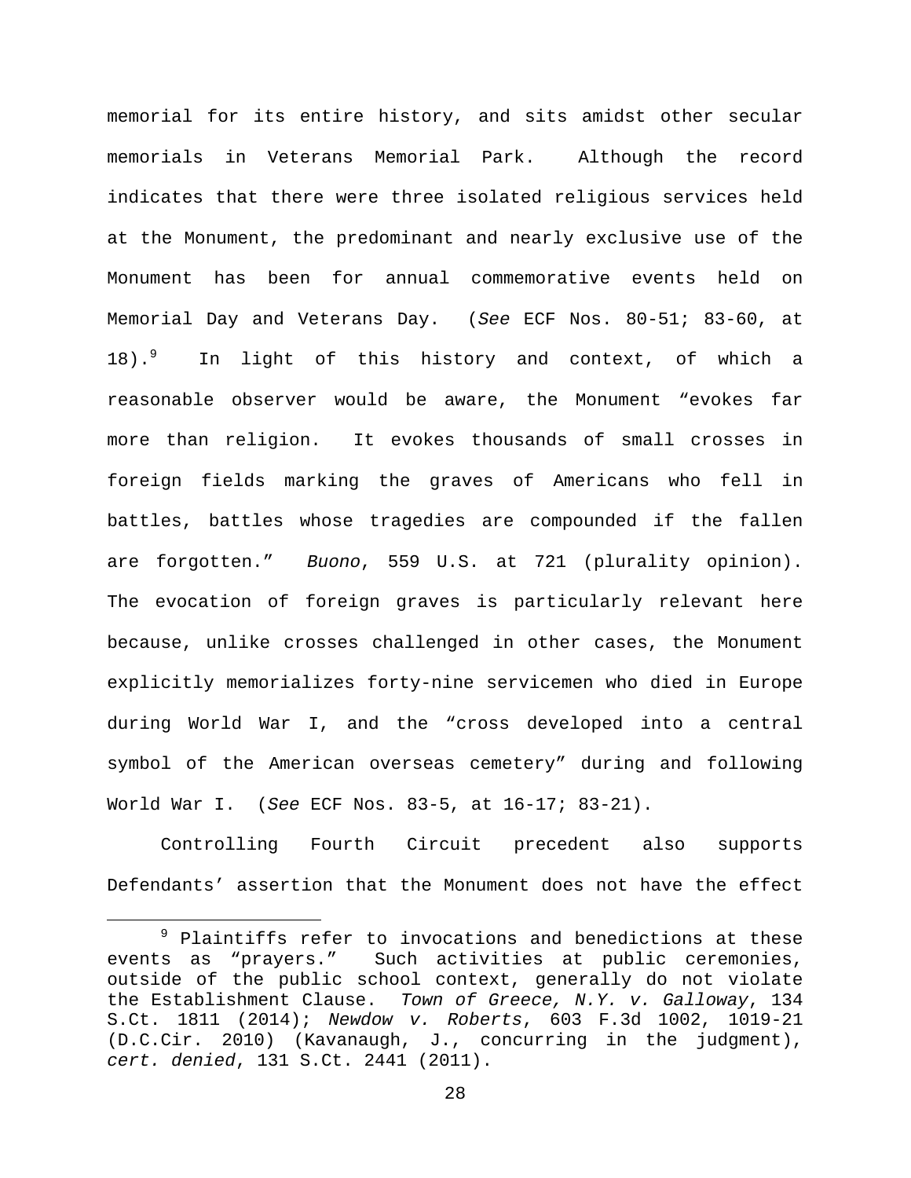memorial for its entire history, and sits amidst other secular memorials in Veterans Memorial Park. Although the record indicates that there were three isolated religious services held at the Monument, the predominant and nearly exclusive use of the Monument has been for annual commemorative events held on Memorial Day and Veterans Day. (*See* ECF Nos. 80-51; 83-60, at 18).[9] In light of this history and context, of which a reasonable observer would be aware, the Monument "evokes far more than religion. It evokes thousands of small crosses in foreign fields marking the graves of Americans who fell in battles, battles whose tragedies are compounded if the fallen are forgotten." *Buono*, 559 U.S. at 721 (plurality opinion). The evocation of foreign graves is particularly relevant here because, unlike crosses challenged in other cases, the Monument explicitly memorializes forty-nine servicemen who died in Europe during World War I, and the "cross developed into a central symbol of the American overseas cemetery" during and following World War I. (*See* ECF Nos. 83-5, at 16-17; 83-21).

Controlling Fourth Circuit precedent also supports Defendants' assertion that the Monument does not have the effect

---

[9] Plaintiffs refer to invocations and benedictions at these events as "prayers." Such activities at public ceremonies, outside of the public school context, generally do not violate the Establishment Clause. *Town of Greece, N.Y. v. Galloway*, 134 S.Ct. 1811 (2014); *Newdow v. Roberts*, 603 F.3d 1002, 1019-21 (D.C.Cir. 2010) (Kavanaugh, J., concurring in the judgment), *cert. denied*, 131 S.Ct. 2441 (2011).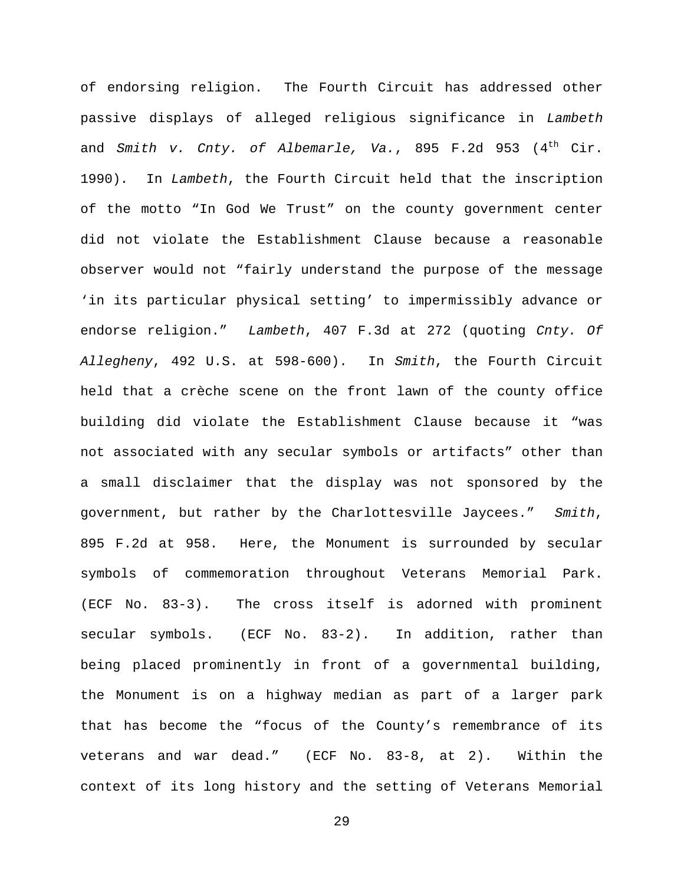of endorsing religion. The Fourth Circuit has addressed other passive displays of alleged religious significance in *Lambeth* and *Smith v. Cnty. of Albemarle, Va.*, 895 F.2d 953 (4th Cir. 1990). In *Lambeth*, the Fourth Circuit held that the inscription of the motto "In God We Trust" on the county government center did not violate the Establishment Clause because a reasonable observer would not "fairly understand the purpose of the message 'in its particular physical setting' to impermissibly advance or endorse religion." *Lambeth*, 407 F.3d at 272 (quoting *Cnty. Of Allegheny*, 492 U.S. at 598-600). In *Smith*, the Fourth Circuit held that a crèche scene on the front lawn of the county office building did violate the Establishment Clause because it "was not associated with any secular symbols or artifacts" other than a small disclaimer that the display was not sponsored by the government, but rather by the Charlottesville Jaycees." *Smith*, 895 F.2d at 958. Here, the Monument is surrounded by secular symbols of commemoration throughout Veterans Memorial Park. (ECF No. 83-3). The cross itself is adorned with prominent secular symbols. (ECF No. 83-2). In addition, rather than being placed prominently in front of a governmental building, the Monument is on a highway median as part of a larger park that has become the "focus of the County's remembrance of its veterans and war dead." (ECF No. 83-8, at 2). Within the context of its long history and the setting of Veterans Memorial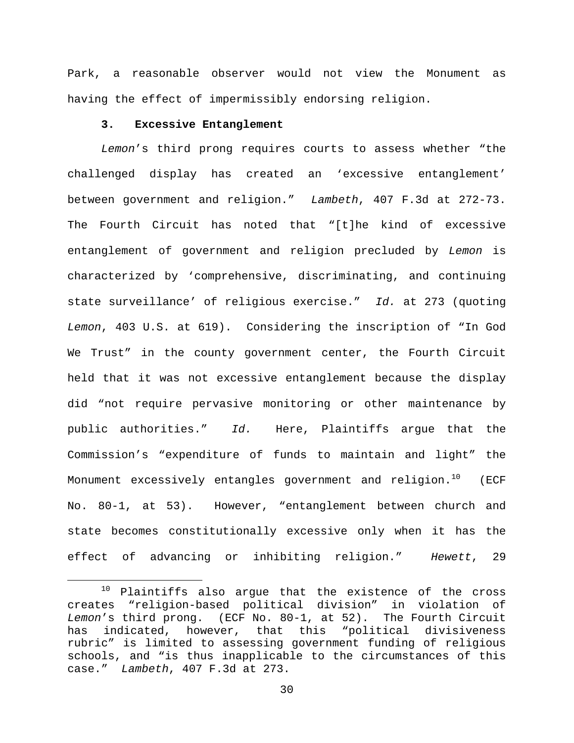Park, a reasonable observer would not view the Monument as having the effect of impermissibly endorsing religion.

### 3. Excessive Entanglement

*Lemon*'s third prong requires courts to assess whether "the challenged display has created an 'excessive entanglement' between government and religion." *Lambeth*, 407 F.3d at 272-73. The Fourth Circuit has noted that "[t]he kind of excessive entanglement of government and religion precluded by *Lemon* is characterized by 'comprehensive, discriminating, and continuing state surveillance' of religious exercise." *Id.* at 273 (quoting *Lemon*, 403 U.S. at 619). Considering the inscription of "In God We Trust" in the county government center, the Fourth Circuit held that it was not excessive entanglement because the display did "not require pervasive monitoring or other maintenance by public authorities." *Id.* Here, Plaintiffs argue that the Commission's "expenditure of funds to maintain and light" the Monument excessively entangles government and religion.[10] (ECF No. 80-1, at 53). However, "entanglement between church and state becomes constitutionally excessive only when it has the effect of advancing or inhibiting religion." *Hewett*, 29

---

[10] Plaintiffs also argue that the existence of the cross creates "religion-based political division" in violation of *Lemon*'s third prong. (ECF No. 80-1, at 52). The Fourth Circuit has indicated, however, that this "political divisiveness rubric" is limited to assessing government funding of religious schools, and "is thus inapplicable to the circumstances of this case." *Lambeth*, 407 F.3d at 273.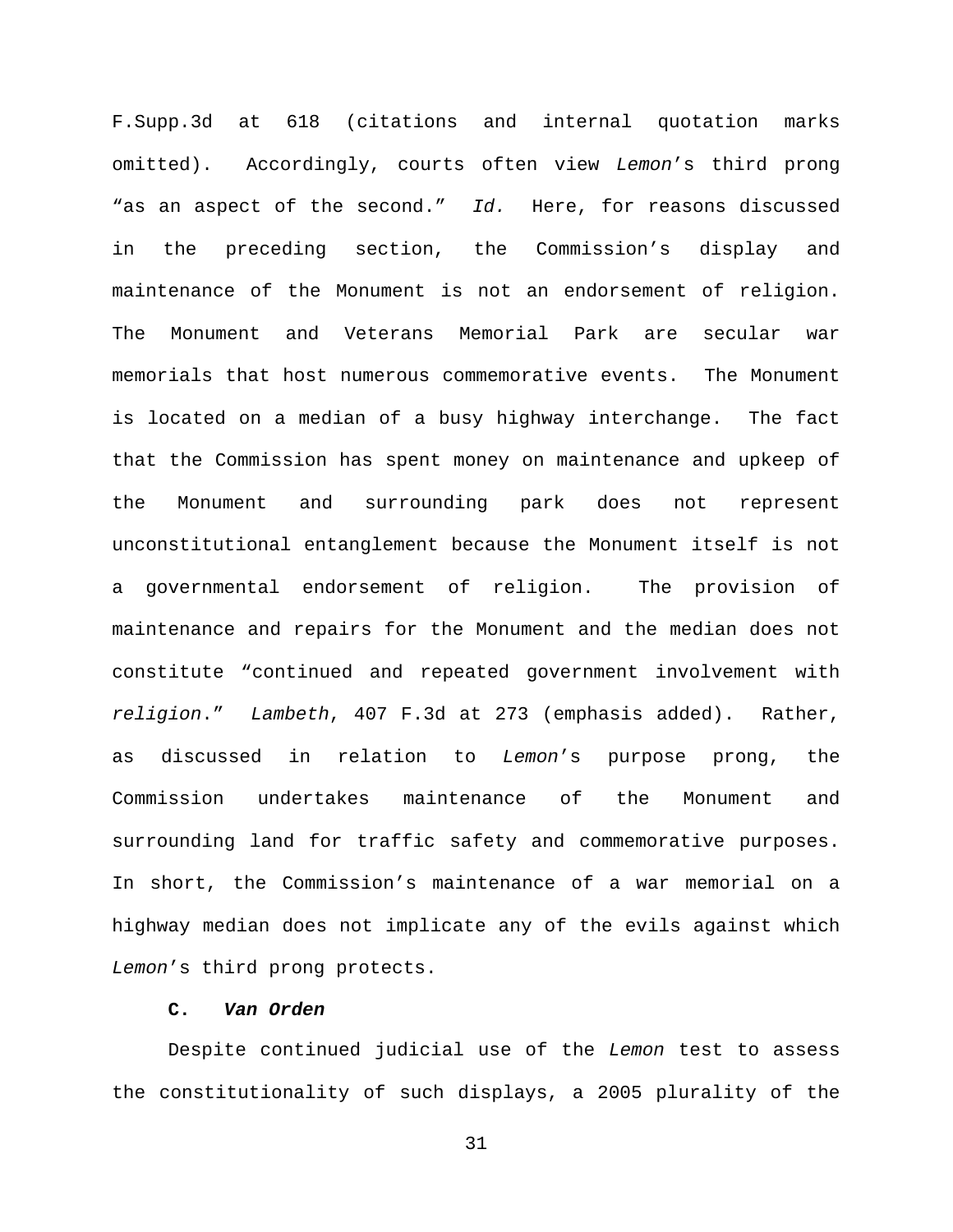F.Supp.3d at 618 (citations and internal quotation marks omitted). Accordingly, courts often view *Lemon*'s third prong "as an aspect of the second." *Id.* Here, for reasons discussed in the preceding section, the Commission's display and maintenance of the Monument is not an endorsement of religion. The Monument and Veterans Memorial Park are secular war memorials that host numerous commemorative events. The Monument is located on a median of a busy highway interchange. The fact that the Commission has spent money on maintenance and upkeep of the Monument and surrounding park does not represent unconstitutional entanglement because the Monument itself is not a governmental endorsement of religion. The provision of maintenance and repairs for the Monument and the median does not constitute "continued and repeated government involvement with *religion*." *Lambeth*, 407 F.3d at 273 (emphasis added). Rather, as discussed in relation to *Lemon*'s purpose prong, the Commission undertakes maintenance of the Monument and surrounding land for traffic safety and commemorative purposes. In short, the Commission's maintenance of a war memorial on a highway median does not implicate any of the evils against which *Lemon*'s third prong protects.

### C. *Van Orden*

Despite continued judicial use of the *Lemon* test to assess the constitutionality of such displays, a 2005 plurality of the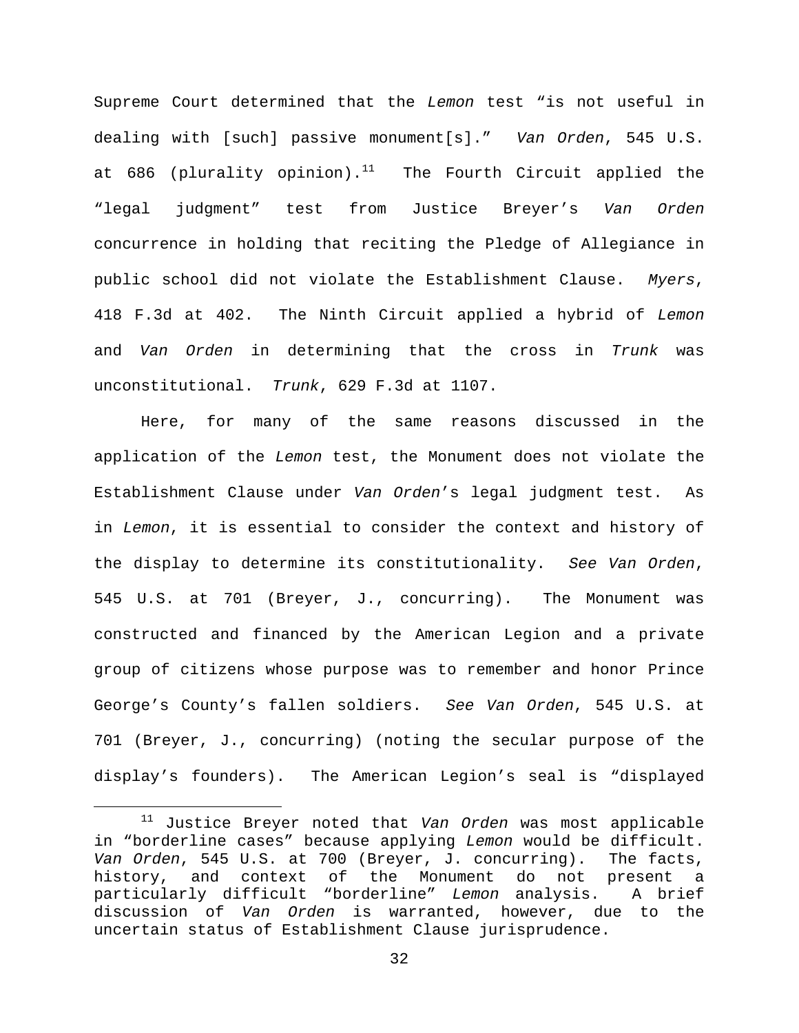Supreme Court determined that the *Lemon* test "is not useful in dealing with [such] passive monument[s]." *Van Orden*, 545 U.S. at 686 (plurality opinion).[11] The Fourth Circuit applied the "legal judgment" test from Justice Breyer's *Van Orden* concurrence in holding that reciting the Pledge of Allegiance in public school did not violate the Establishment Clause. *Myers*, 418 F.3d at 402. The Ninth Circuit applied a hybrid of *Lemon* and *Van Orden* in determining that the cross in *Trunk* was unconstitutional. *Trunk*, 629 F.3d at 1107.

Here, for many of the same reasons discussed in the application of the *Lemon* test, the Monument does not violate the Establishment Clause under *Van Orden*'s legal judgment test. As in *Lemon*, it is essential to consider the context and history of the display to determine its constitutionality. *See Van Orden*, 545 U.S. at 701 (Breyer, J., concurring). The Monument was constructed and financed by the American Legion and a private group of citizens whose purpose was to remember and honor Prince George's County's fallen soldiers. *See Van Orden*, 545 U.S. at 701 (Breyer, J., concurring) (noting the secular purpose of the display's founders). The American Legion's seal is "displayed

[11] Justice Breyer noted that *Van Orden* was most applicable in "borderline cases" because applying *Lemon* would be difficult. *Van Orden*, 545 U.S. at 700 (Breyer, J. concurring). The facts, history, and context of the Monument do not present a particularly difficult "borderline" *Lemon* analysis. A brief discussion of *Van Orden* is warranted, however, due to the uncertain status of Establishment Clause jurisprudence.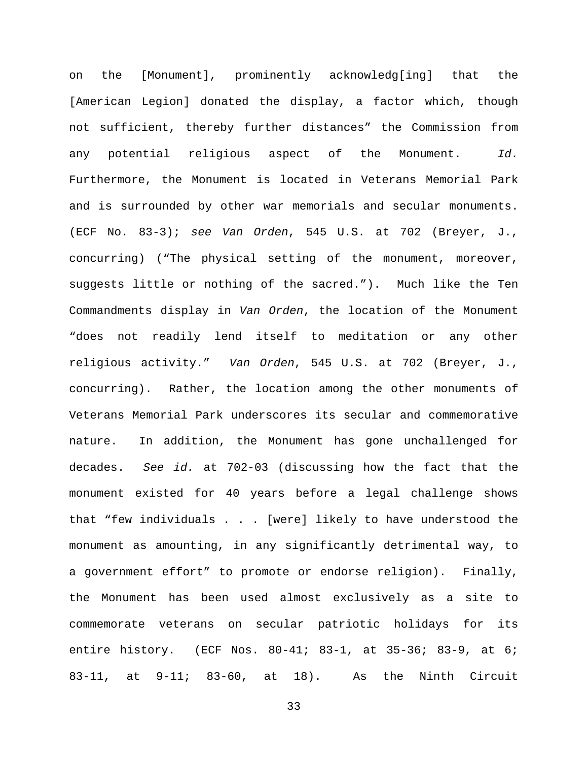on the [Monument], prominently acknowledg[ing] that the [American Legion] donated the display, a factor which, though not sufficient, thereby further distances" the Commission from any potential religious aspect of the Monument. *Id.* Furthermore, the Monument is located in Veterans Memorial Park and is surrounded by other war memorials and secular monuments. (ECF No. 83-3); *see Van Orden*, 545 U.S. at 702 (Breyer, J., concurring) ("The physical setting of the monument, moreover, suggests little or nothing of the sacred."). Much like the Ten Commandments display in *Van Orden*, the location of the Monument "does not readily lend itself to meditation or any other religious activity." *Van Orden*, 545 U.S. at 702 (Breyer, J., concurring). Rather, the location among the other monuments of Veterans Memorial Park underscores its secular and commemorative nature. In addition, the Monument has gone unchallenged for decades. *See id.* at 702-03 (discussing how the fact that the monument existed for 40 years before a legal challenge shows that "few individuals . . . [were] likely to have understood the monument as amounting, in any significantly detrimental way, to a government effort" to promote or endorse religion). Finally, the Monument has been used almost exclusively as a site to commemorate veterans on secular patriotic holidays for its entire history. (ECF Nos. 80-41; 83-1, at 35-36; 83-9, at 6; 83-11, at 9-11; 83-60, at 18). As the Ninth Circuit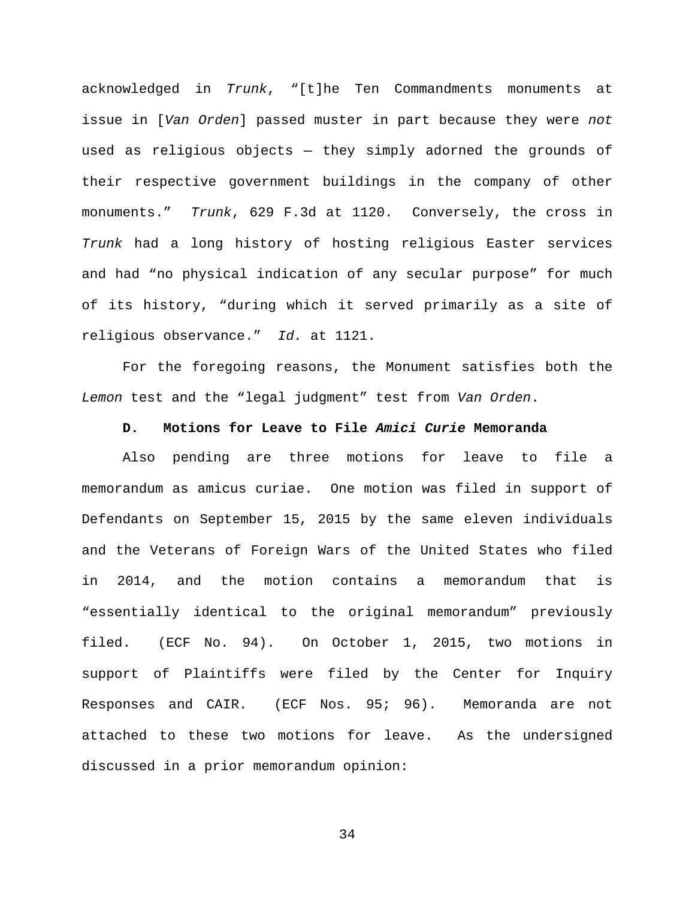acknowledged in *Trunk*, "[t]he Ten Commandments monuments at issue in [*Van Orden*] passed muster in part because they were *not* used as religious objects — they simply adorned the grounds of their respective government buildings in the company of other monuments." *Trunk*, 629 F.3d at 1120. Conversely, the cross in *Trunk* had a long history of hosting religious Easter services and had "no physical indication of any secular purpose" for much of its history, "during which it served primarily as a site of religious observance." *Id.* at 1121.

For the foregoing reasons, the Monument satisfies both the *Lemon* test and the "legal judgment" test from *Van Orden*.

### D. Motions for Leave to File *Amici Curie* Memoranda

Also pending are three motions for leave to file a memorandum as amicus curiae. One motion was filed in support of Defendants on September 15, 2015 by the same eleven individuals and the Veterans of Foreign Wars of the United States who filed in 2014, and the motion contains a memorandum that is "essentially identical to the original memorandum" previously filed. (ECF No. 94). On October 1, 2015, two motions in support of Plaintiffs were filed by the Center for Inquiry Responses and CAIR. (ECF Nos. 95; 96). Memoranda are not attached to these two motions for leave. As the undersigned discussed in a prior memorandum opinion: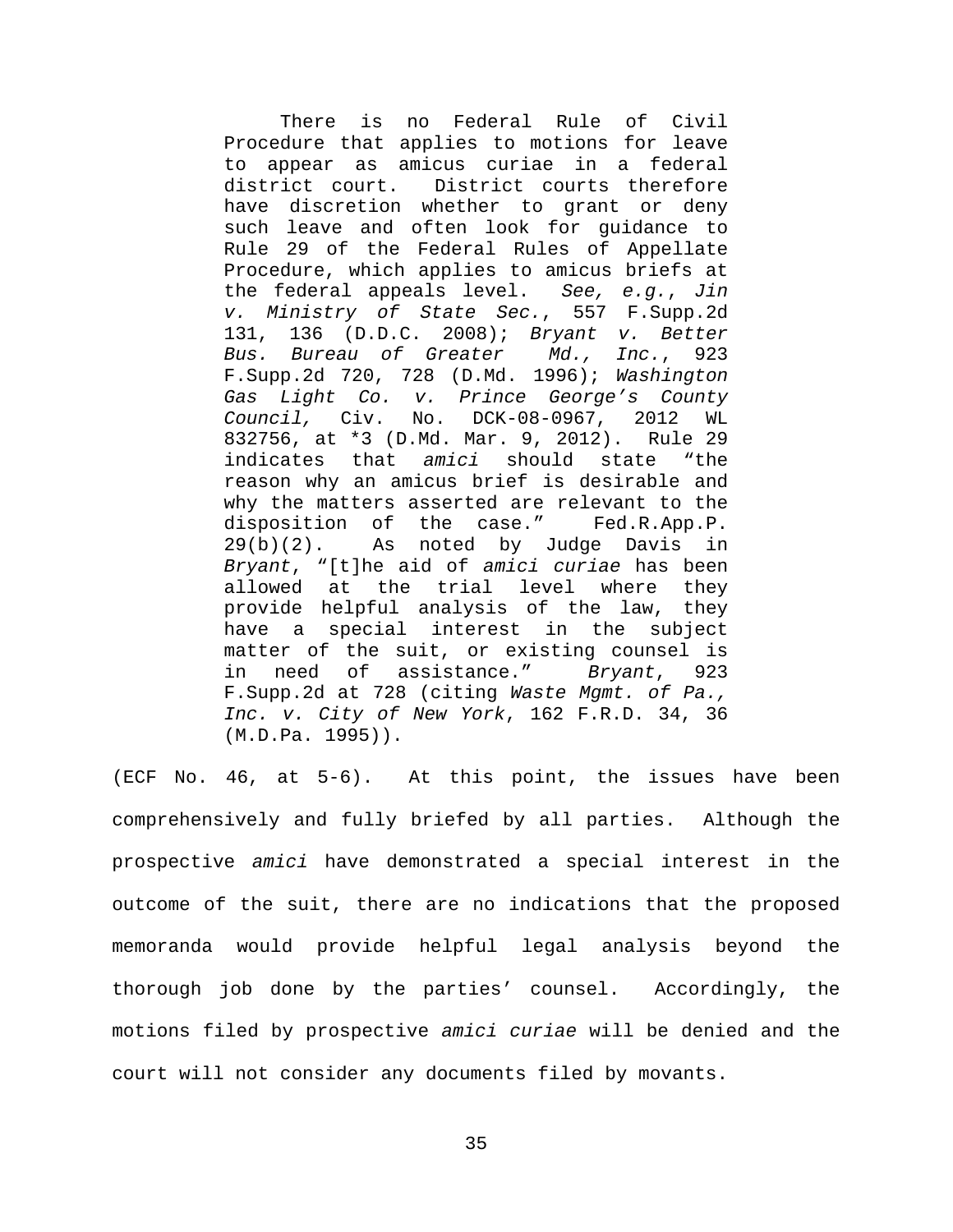> There is no Federal Rule of Civil Procedure that applies to motions for leave to appear as amicus curiae in a federal district court. District courts therefore have discretion whether to grant or deny such leave and often look for guidance to Rule 29 of the Federal Rules of Appellate Procedure, which applies to amicus briefs at the federal appeals level. *See, e.g.*, *Jin v. Ministry of State Sec.*, 557 F.Supp.2d 131, 136 (D.D.C. 2008); *Bryant v. Better Bus. Bureau of Greater Md., Inc.*, 923 F.Supp.2d 720, 728 (D.Md. 1996); *Washington Gas Light Co. v. Prince George's County Council,* Civ. No. DCK-08-0967, 2012 WL 832756, at *3 (D.Md. Mar. 9, 2012). Rule 29 indicates that *amici* should state "the reason why an amicus brief is desirable and why the matters asserted are relevant to the disposition of the case." Fed.R.App.P. 29(b)(2). As noted by Judge Davis in *Bryant*, "[t]he aid of *amici curiae* has been allowed at the trial level where they provide helpful analysis of the law, they have a special interest in the subject matter of the suit, or existing counsel is in need of assistance." *Bryant*, 923 F.Supp.2d at 728 (citing *Waste Mgmt. of Pa., Inc. v. City of New York*, 162 F.R.D. 34, 36 (M.D.Pa. 1995)).

(ECF No. 46, at 5-6). At this point, the issues have been comprehensively and fully briefed by all parties. Although the prospective *amici* have demonstrated a special interest in the outcome of the suit, there are no indications that the proposed memoranda would provide helpful legal analysis beyond the thorough job done by the parties' counsel. Accordingly, the motions filed by prospective *amici curiae* will be denied and the court will not consider any documents filed by movants.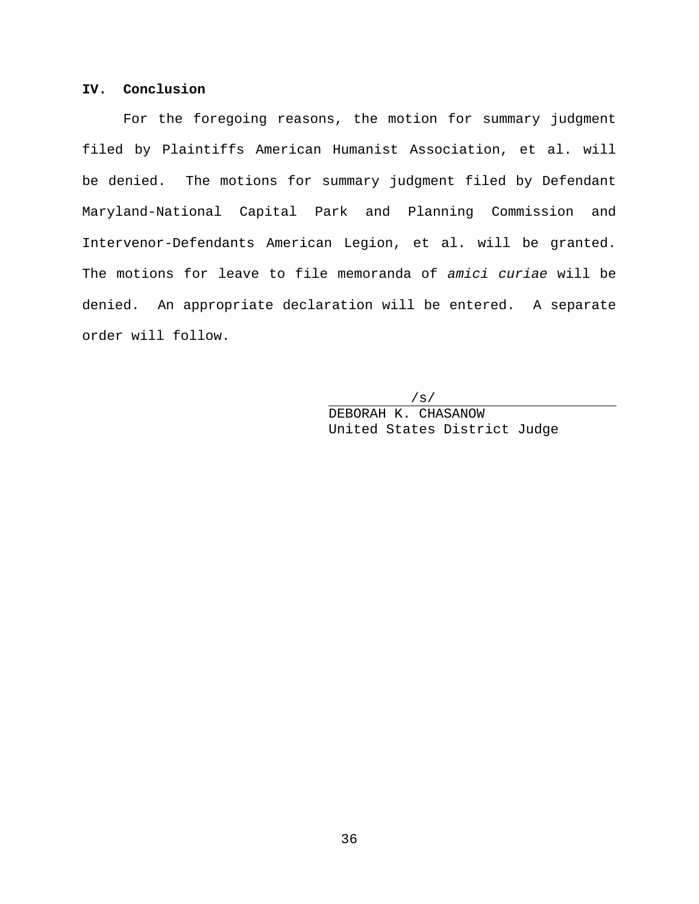## IV. Conclusion

For the foregoing reasons, the motion for summary judgment filed by Plaintiffs American Humanist Association, et al. will be denied. The motions for summary judgment filed by Defendant Maryland-National Capital Park and Planning Commission and Intervenor-Defendants American Legion, et al. will be granted. The motions for leave to file memoranda of *amici curiae* will be denied. An appropriate declaration will be entered. A separate order will follow.

/s/

DEBORAH K. CHASANOW
United States District Judge